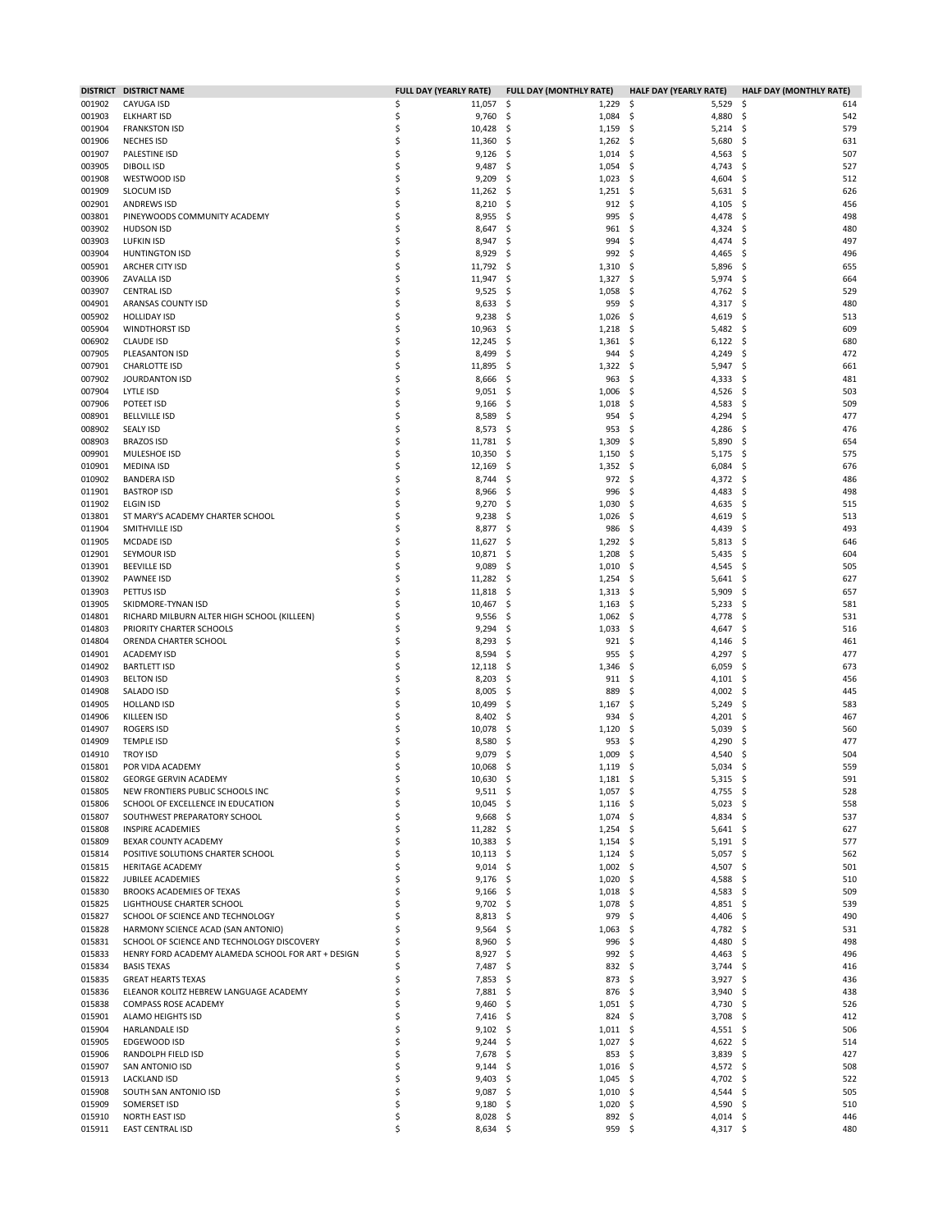| DISTRICT | DISTRICT NAME | FULL DAY (YEARLY RATE) | FULL DAY (MONTHLY RATE) | HALF DAY (YEARLY RATE) | HALF DAY (MONTHLY RATE) |
|---|---|---|---|---|---|
| 001902 | CAYUGA ISD | $ 11,057 | $ 1,229 | $ 5,529 | $ 614 |
| 001903 | ELKHART ISD | $ 9,760 | $ 1,084 | $ 4,880 | $ 542 |
| 001904 | FRANKSTON ISD | $ 10,428 | $ 1,159 | $ 5,214 | $ 579 |
| 001906 | NECHES ISD | $ 11,360 | $ 1,262 | $ 5,680 | $ 631 |
| 001907 | PALESTINE ISD | $ 9,126 | $ 1,014 | $ 4,563 | $ 507 |
| 003905 | DIBOLL ISD | $ 9,487 | $ 1,054 | $ 4,743 | $ 527 |
| 001908 | WESTWOOD ISD | $ 9,209 | $ 1,023 | $ 4,604 | $ 512 |
| 001909 | SLOCUM ISD | $ 11,262 | $ 1,251 | $ 5,631 | $ 626 |
| 002901 | ANDREWS ISD | $ 8,210 | $ 912 | $ 4,105 | $ 456 |
| 003801 | PINEYWOODS COMMUNITY ACADEMY | $ 8,955 | $ 995 | $ 4,478 | $ 498 |
| 003902 | HUDSON ISD | $ 8,647 | $ 961 | $ 4,324 | $ 480 |
| 003903 | LUFKIN ISD | $ 8,947 | $ 994 | $ 4,474 | $ 497 |
| 003904 | HUNTINGTON ISD | $ 8,929 | $ 992 | $ 4,465 | $ 496 |
| 005901 | ARCHER CITY ISD | $ 11,792 | $ 1,310 | $ 5,896 | $ 655 |
| 003906 | ZAVALLA ISD | $ 11,947 | $ 1,327 | $ 5,974 | $ 664 |
| 003907 | CENTRAL ISD | $ 9,525 | $ 1,058 | $ 4,762 | $ 529 |
| 004901 | ARANSAS COUNTY ISD | $ 8,633 | $ 959 | $ 4,317 | $ 480 |
| 005902 | HOLLIDAY ISD | $ 9,238 | $ 1,026 | $ 4,619 | $ 513 |
| 005904 | WINDTHORST ISD | $ 10,963 | $ 1,218 | $ 5,482 | $ 609 |
| 006902 | CLAUDE ISD | $ 12,245 | $ 1,361 | $ 6,122 | $ 680 |
| 007905 | PLEASANTON ISD | $ 8,499 | $ 944 | $ 4,249 | $ 472 |
| 007901 | CHARLOTTE ISD | $ 11,895 | $ 1,322 | $ 5,947 | $ 661 |
| 007902 | JOURDANTON ISD | $ 8,666 | $ 963 | $ 4,333 | $ 481 |
| 007904 | LYTLE ISD | $ 9,051 | $ 1,006 | $ 4,526 | $ 503 |
| 007906 | POTEET ISD | $ 9,166 | $ 1,018 | $ 4,583 | $ 509 |
| 008901 | BELLVILLE ISD | $ 8,589 | $ 954 | $ 4,294 | $ 477 |
| 008902 | SEALY ISD | $ 8,573 | $ 953 | $ 4,286 | $ 476 |
| 008903 | BRAZOS ISD | $ 11,781 | $ 1,309 | $ 5,890 | $ 654 |
| 009901 | MULESHOE ISD | $ 10,350 | $ 1,150 | $ 5,175 | $ 575 |
| 010901 | MEDINA ISD | $ 12,169 | $ 1,352 | $ 6,084 | $ 676 |
| 010902 | BANDERA ISD | $ 8,744 | $ 972 | $ 4,372 | $ 486 |
| 011901 | BASTROP ISD | $ 8,966 | $ 996 | $ 4,483 | $ 498 |
| 011902 | ELGIN ISD | $ 9,270 | $ 1,030 | $ 4,635 | $ 515 |
| 013801 | ST MARY'S ACADEMY CHARTER SCHOOL | $ 9,238 | $ 1,026 | $ 4,619 | $ 513 |
| 011904 | SMITHVILLE ISD | $ 8,877 | $ 986 | $ 4,439 | $ 493 |
| 011905 | MCDADE ISD | $ 11,627 | $ 1,292 | $ 5,813 | $ 646 |
| 012901 | SEYMOUR ISD | $ 10,871 | $ 1,208 | $ 5,435 | $ 604 |
| 013901 | BEEVILLE ISD | $ 9,089 | $ 1,010 | $ 4,545 | $ 505 |
| 013902 | PAWNEE ISD | $ 11,282 | $ 1,254 | $ 5,641 | $ 627 |
| 013903 | PETTUS ISD | $ 11,818 | $ 1,313 | $ 5,909 | $ 657 |
| 013905 | SKIDMORE-TYNAN ISD | $ 10,467 | $ 1,163 | $ 5,233 | $ 581 |
| 014801 | RICHARD MILBURN ALTER HIGH SCHOOL (KILLEEN) | $ 9,556 | $ 1,062 | $ 4,778 | $ 531 |
| 014803 | PRIORITY CHARTER SCHOOLS | $ 9,294 | $ 1,033 | $ 4,647 | $ 516 |
| 014804 | ORENDA CHARTER SCHOOL | $ 8,293 | $ 921 | $ 4,146 | $ 461 |
| 014901 | ACADEMY ISD | $ 8,594 | $ 955 | $ 4,297 | $ 477 |
| 014902 | BARTLETT ISD | $ 12,118 | $ 1,346 | $ 6,059 | $ 673 |
| 014903 | BELTON ISD | $ 8,203 | $ 911 | $ 4,101 | $ 456 |
| 014908 | SALADO ISD | $ 8,005 | $ 889 | $ 4,002 | $ 445 |
| 014905 | HOLLAND ISD | $ 10,499 | $ 1,167 | $ 5,249 | $ 583 |
| 014906 | KILLEEN ISD | $ 8,402 | $ 934 | $ 4,201 | $ 467 |
| 014907 | ROGERS ISD | $ 10,078 | $ 1,120 | $ 5,039 | $ 560 |
| 014909 | TEMPLE ISD | $ 8,580 | $ 953 | $ 4,290 | $ 477 |
| 014910 | TROY ISD | $ 9,079 | $ 1,009 | $ 4,540 | $ 504 |
| 015801 | POR VIDA ACADEMY | $ 10,068 | $ 1,119 | $ 5,034 | $ 559 |
| 015802 | GEORGE GERVIN ACADEMY | $ 10,630 | $ 1,181 | $ 5,315 | $ 591 |
| 015805 | NEW FRONTIERS PUBLIC SCHOOLS INC | $ 9,511 | $ 1,057 | $ 4,755 | $ 528 |
| 015806 | SCHOOL OF EXCELLENCE IN EDUCATION | $ 10,045 | $ 1,116 | $ 5,023 | $ 558 |
| 015807 | SOUTHWEST PREPARATORY SCHOOL | $ 9,668 | $ 1,074 | $ 4,834 | $ 537 |
| 015808 | INSPIRE ACADEMIES | $ 11,282 | $ 1,254 | $ 5,641 | $ 627 |
| 015809 | BEXAR COUNTY ACADEMY | $ 10,383 | $ 1,154 | $ 5,191 | $ 577 |
| 015814 | POSITIVE SOLUTIONS CHARTER SCHOOL | $ 10,113 | $ 1,124 | $ 5,057 | $ 562 |
| 015815 | HERITAGE ACADEMY | $ 9,014 | $ 1,002 | $ 4,507 | $ 501 |
| 015822 | JUBILEE ACADEMIES | $ 9,176 | $ 1,020 | $ 4,588 | $ 510 |
| 015830 | BROOKS ACADEMIES OF TEXAS | $ 9,166 | $ 1,018 | $ 4,583 | $ 509 |
| 015825 | LIGHTHOUSE CHARTER SCHOOL | $ 9,702 | $ 1,078 | $ 4,851 | $ 539 |
| 015827 | SCHOOL OF SCIENCE AND TECHNOLOGY | $ 8,813 | $ 979 | $ 4,406 | $ 490 |
| 015828 | HARMONY SCIENCE ACAD (SAN ANTONIO) | $ 9,564 | $ 1,063 | $ 4,782 | $ 531 |
| 015831 | SCHOOL OF SCIENCE AND TECHNOLOGY DISCOVERY | $ 8,960 | $ 996 | $ 4,480 | $ 498 |
| 015833 | HENRY FORD ACADEMY ALAMEDA SCHOOL FOR ART + DESIGN | $ 8,927 | $ 992 | $ 4,463 | $ 496 |
| 015834 | BASIS TEXAS | $ 7,487 | $ 832 | $ 3,744 | $ 416 |
| 015835 | GREAT HEARTS TEXAS | $ 7,853 | $ 873 | $ 3,927 | $ 436 |
| 015836 | ELEANOR KOLITZ HEBREW LANGUAGE ACADEMY | $ 7,881 | $ 876 | $ 3,940 | $ 438 |
| 015838 | COMPASS ROSE ACADEMY | $ 9,460 | $ 1,051 | $ 4,730 | $ 526 |
| 015901 | ALAMO HEIGHTS ISD | $ 7,416 | $ 824 | $ 3,708 | $ 412 |
| 015904 | HARLANDALE ISD | $ 9,102 | $ 1,011 | $ 4,551 | $ 506 |
| 015905 | EDGEWOOD ISD | $ 9,244 | $ 1,027 | $ 4,622 | $ 514 |
| 015906 | RANDOLPH FIELD ISD | $ 7,678 | $ 853 | $ 3,839 | $ 427 |
| 015907 | SAN ANTONIO ISD | $ 9,144 | $ 1,016 | $ 4,572 | $ 508 |
| 015913 | LACKLAND ISD | $ 9,403 | $ 1,045 | $ 4,702 | $ 522 |
| 015908 | SOUTH SAN ANTONIO ISD | $ 9,087 | $ 1,010 | $ 4,544 | $ 505 |
| 015909 | SOMERSET ISD | $ 9,180 | $ 1,020 | $ 4,590 | $ 510 |
| 015910 | NORTH EAST ISD | $ 8,028 | $ 892 | $ 4,014 | $ 446 |
| 015911 | EAST CENTRAL ISD | $ 8,634 | $ 959 | $ 4,317 | $ 480 |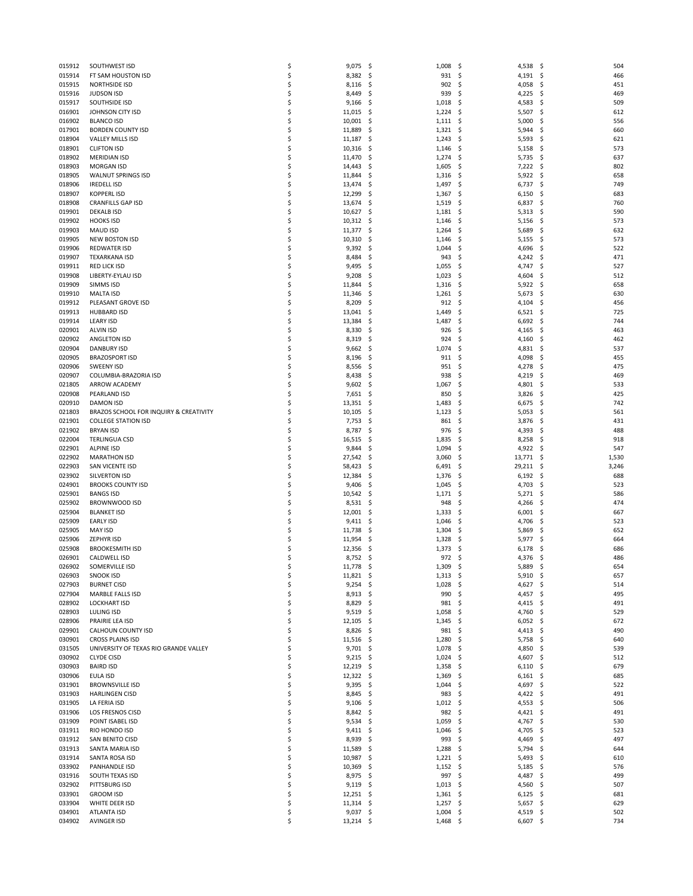| | | | | | |
|---|---|---|---|---|---|
| 015912 | SOUTHWEST ISD | $ 9,075 | $ 1,008 | $ 4,538 | $ 504 |
| 015914 | FT SAM HOUSTON ISD | $ 8,382 | $ 931 | $ 4,191 | $ 466 |
| 015915 | NORTHSIDE ISD | $ 8,116 | $ 902 | $ 4,058 | $ 451 |
| 015916 | JUDSON ISD | $ 8,449 | $ 939 | $ 4,225 | $ 469 |
| 015917 | SOUTHSIDE ISD | $ 9,166 | $ 1,018 | $ 4,583 | $ 509 |
| 016901 | JOHNSON CITY ISD | $ 11,015 | $ 1,224 | $ 5,507 | $ 612 |
| 016902 | BLANCO ISD | $ 10,001 | $ 1,111 | $ 5,000 | $ 556 |
| 017901 | BORDEN COUNTY ISD | $ 11,889 | $ 1,321 | $ 5,944 | $ 660 |
| 018904 | VALLEY MILLS ISD | $ 11,187 | $ 1,243 | $ 5,593 | $ 621 |
| 018901 | CLIFTON ISD | $ 10,316 | $ 1,146 | $ 5,158 | $ 573 |
| 018902 | MERIDIAN ISD | $ 11,470 | $ 1,274 | $ 5,735 | $ 637 |
| 018903 | MORGAN ISD | $ 14,443 | $ 1,605 | $ 7,222 | $ 802 |
| 018905 | WALNUT SPRINGS ISD | $ 11,844 | $ 1,316 | $ 5,922 | $ 658 |
| 018906 | IREDELL ISD | $ 13,474 | $ 1,497 | $ 6,737 | $ 749 |
| 018907 | KOPPERL ISD | $ 12,299 | $ 1,367 | $ 6,150 | $ 683 |
| 018908 | CRANFILLS GAP ISD | $ 13,674 | $ 1,519 | $ 6,837 | $ 760 |
| 019901 | DEKALB ISD | $ 10,627 | $ 1,181 | $ 5,313 | $ 590 |
| 019902 | HOOKS ISD | $ 10,312 | $ 1,146 | $ 5,156 | $ 573 |
| 019903 | MAUD ISD | $ 11,377 | $ 1,264 | $ 5,689 | $ 632 |
| 019905 | NEW BOSTON ISD | $ 10,310 | $ 1,146 | $ 5,155 | $ 573 |
| 019906 | REDWATER ISD | $ 9,392 | $ 1,044 | $ 4,696 | $ 522 |
| 019907 | TEXARKANA ISD | $ 8,484 | $ 943 | $ 4,242 | $ 471 |
| 019911 | RED LICK ISD | $ 9,495 | $ 1,055 | $ 4,747 | $ 527 |
| 019908 | LIBERTY-EYLAU ISD | $ 9,208 | $ 1,023 | $ 4,604 | $ 512 |
| 019909 | SIMMS ISD | $ 11,844 | $ 1,316 | $ 5,922 | $ 658 |
| 019910 | MALTA ISD | $ 11,346 | $ 1,261 | $ 5,673 | $ 630 |
| 019912 | PLEASANT GROVE ISD | $ 8,209 | $ 912 | $ 4,104 | $ 456 |
| 019913 | HUBBARD ISD | $ 13,041 | $ 1,449 | $ 6,521 | $ 725 |
| 019914 | LEARY ISD | $ 13,384 | $ 1,487 | $ 6,692 | $ 744 |
| 020901 | ALVIN ISD | $ 8,330 | $ 926 | $ 4,165 | $ 463 |
| 020902 | ANGLETON ISD | $ 8,319 | $ 924 | $ 4,160 | $ 462 |
| 020904 | DANBURY ISD | $ 9,662 | $ 1,074 | $ 4,831 | $ 537 |
| 020905 | BRAZOSPORT ISD | $ 8,196 | $ 911 | $ 4,098 | $ 455 |
| 020906 | SWEENY ISD | $ 8,556 | $ 951 | $ 4,278 | $ 475 |
| 020907 | COLUMBIA-BRAZORIA ISD | $ 8,438 | $ 938 | $ 4,219 | $ 469 |
| 021805 | ARROW ACADEMY | $ 9,602 | $ 1,067 | $ 4,801 | $ 533 |
| 020908 | PEARLAND ISD | $ 7,651 | $ 850 | $ 3,826 | $ 425 |
| 020910 | DAMON ISD | $ 13,351 | $ 1,483 | $ 6,675 | $ 742 |
| 021803 | BRAZOS SCHOOL FOR INQUIRY & CREATIVITY | $ 10,105 | $ 1,123 | $ 5,053 | $ 561 |
| 021901 | COLLEGE STATION ISD | $ 7,753 | $ 861 | $ 3,876 | $ 431 |
| 021902 | BRYAN ISD | $ 8,787 | $ 976 | $ 4,393 | $ 488 |
| 022004 | TERLINGUA CSD | $ 16,515 | $ 1,835 | $ 8,258 | $ 918 |
| 022901 | ALPINE ISD | $ 9,844 | $ 1,094 | $ 4,922 | $ 547 |
| 022902 | MARATHON ISD | $ 27,542 | $ 3,060 | $ 13,771 | $ 1,530 |
| 022903 | SAN VICENTE ISD | $ 58,423 | $ 6,491 | $ 29,211 | $ 3,246 |
| 023902 | SILVERTON ISD | $ 12,384 | $ 1,376 | $ 6,192 | $ 688 |
| 024901 | BROOKS COUNTY ISD | $ 9,406 | $ 1,045 | $ 4,703 | $ 523 |
| 025901 | BANGS ISD | $ 10,542 | $ 1,171 | $ 5,271 | $ 586 |
| 025902 | BROWNWOOD ISD | $ 8,531 | $ 948 | $ 4,266 | $ 474 |
| 025904 | BLANKET ISD | $ 12,001 | $ 1,333 | $ 6,001 | $ 667 |
| 025909 | EARLY ISD | $ 9,411 | $ 1,046 | $ 4,706 | $ 523 |
| 025905 | MAY ISD | $ 11,738 | $ 1,304 | $ 5,869 | $ 652 |
| 025906 | ZEPHYR ISD | $ 11,954 | $ 1,328 | $ 5,977 | $ 664 |
| 025908 | BROOKESMITH ISD | $ 12,356 | $ 1,373 | $ 6,178 | $ 686 |
| 026901 | CALDWELL ISD | $ 8,752 | $ 972 | $ 4,376 | $ 486 |
| 026902 | SOMERVILLE ISD | $ 11,778 | $ 1,309 | $ 5,889 | $ 654 |
| 026903 | SNOOK ISD | $ 11,821 | $ 1,313 | $ 5,910 | $ 657 |
| 027903 | BURNET CISD | $ 9,254 | $ 1,028 | $ 4,627 | $ 514 |
| 027904 | MARBLE FALLS ISD | $ 8,913 | $ 990 | $ 4,457 | $ 495 |
| 028902 | LOCKHART ISD | $ 8,829 | $ 981 | $ 4,415 | $ 491 |
| 028903 | LULING ISD | $ 9,519 | $ 1,058 | $ 4,760 | $ 529 |
| 028906 | PRAIRIE LEA ISD | $ 12,105 | $ 1,345 | $ 6,052 | $ 672 |
| 029901 | CALHOUN COUNTY ISD | $ 8,826 | $ 981 | $ 4,413 | $ 490 |
| 030901 | CROSS PLAINS ISD | $ 11,516 | $ 1,280 | $ 5,758 | $ 640 |
| 031505 | UNIVERSITY OF TEXAS RIO GRANDE VALLEY | $ 9,701 | $ 1,078 | $ 4,850 | $ 539 |
| 030902 | CLYDE CISD | $ 9,215 | $ 1,024 | $ 4,607 | $ 512 |
| 030903 | BAIRD ISD | $ 12,219 | $ 1,358 | $ 6,110 | $ 679 |
| 030906 | EULA ISD | $ 12,322 | $ 1,369 | $ 6,161 | $ 685 |
| 031901 | BROWNSVILLE ISD | $ 9,395 | $ 1,044 | $ 4,697 | $ 522 |
| 031903 | HARLINGEN CISD | $ 8,845 | $ 983 | $ 4,422 | $ 491 |
| 031905 | LA FERIA ISD | $ 9,106 | $ 1,012 | $ 4,553 | $ 506 |
| 031906 | LOS FRESNOS CISD | $ 8,842 | $ 982 | $ 4,421 | $ 491 |
| 031909 | POINT ISABEL ISD | $ 9,534 | $ 1,059 | $ 4,767 | $ 530 |
| 031911 | RIO HONDO ISD | $ 9,411 | $ 1,046 | $ 4,705 | $ 523 |
| 031912 | SAN BENITO CISD | $ 8,939 | $ 993 | $ 4,469 | $ 497 |
| 031913 | SANTA MARIA ISD | $ 11,589 | $ 1,288 | $ 5,794 | $ 644 |
| 031914 | SANTA ROSA ISD | $ 10,987 | $ 1,221 | $ 5,493 | $ 610 |
| 033902 | PANHANDLE ISD | $ 10,369 | $ 1,152 | $ 5,185 | $ 576 |
| 031916 | SOUTH TEXAS ISD | $ 8,975 | $ 997 | $ 4,487 | $ 499 |
| 032902 | PITTSBURG ISD | $ 9,119 | $ 1,013 | $ 4,560 | $ 507 |
| 033901 | GROOM ISD | $ 12,251 | $ 1,361 | $ 6,125 | $ 681 |
| 033904 | WHITE DEER ISD | $ 11,314 | $ 1,257 | $ 5,657 | $ 629 |
| 034901 | ATLANTA ISD | $ 9,037 | $ 1,004 | $ 4,519 | $ 502 |
| 034902 | AVINGER ISD | $ 13,214 | $ 1,468 | $ 6,607 | $ 734 |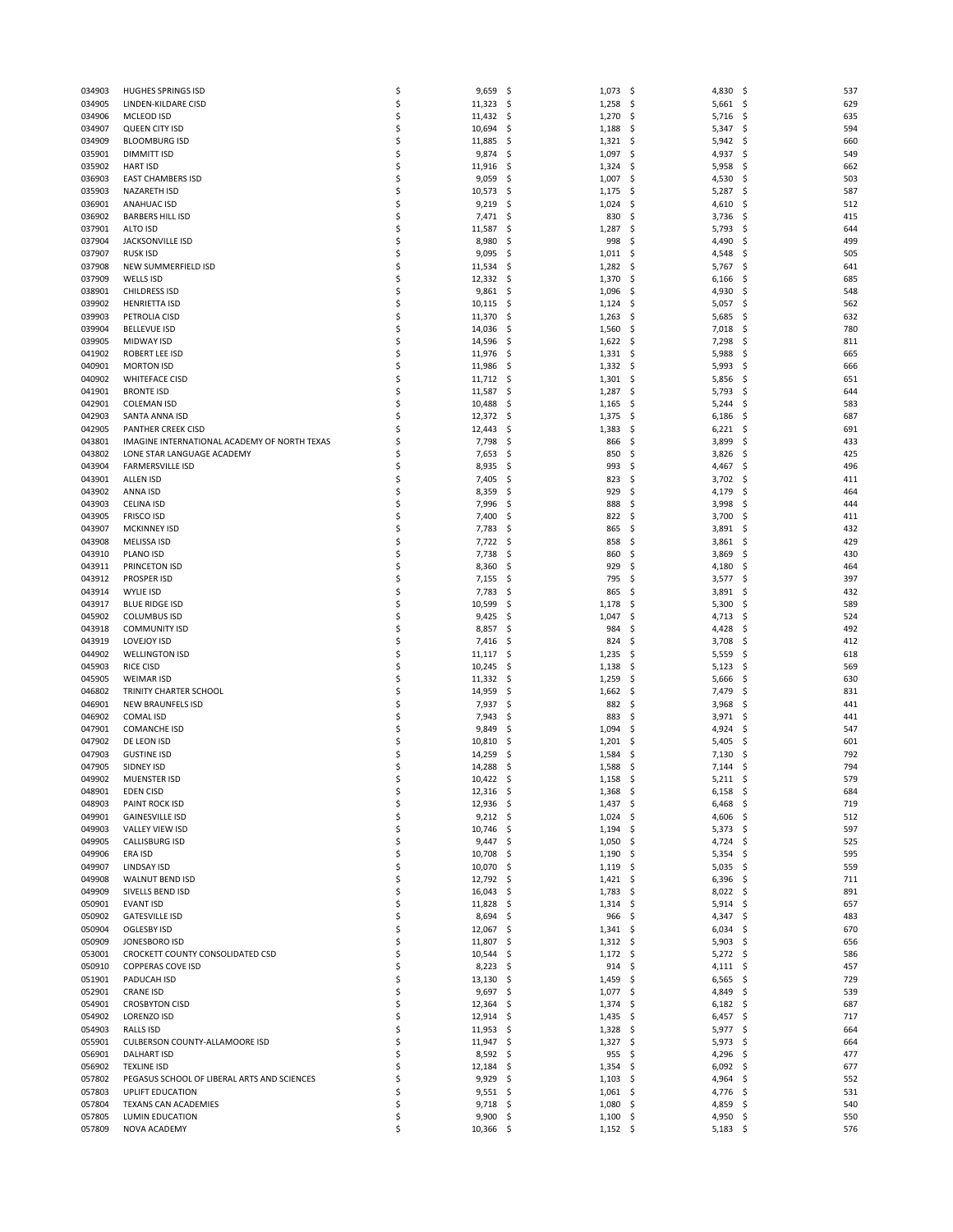| | | | | | |
|---|---|---|---|---|---|
| 034903 | HUGHES SPRINGS ISD | $ 9,659 | $ 1,073 | $ 4,830 | $ 537 |
| 034905 | LINDEN-KILDARE CISD | $ 11,323 | $ 1,258 | $ 5,661 | $ 629 |
| 034906 | MCLEOD ISD | $ 11,432 | $ 1,270 | $ 5,716 | $ 635 |
| 034907 | QUEEN CITY ISD | $ 10,694 | $ 1,188 | $ 5,347 | $ 594 |
| 034909 | BLOOMBURG ISD | $ 11,885 | $ 1,321 | $ 5,942 | $ 660 |
| 035901 | DIMMITT ISD | $ 9,874 | $ 1,097 | $ 4,937 | $ 549 |
| 035902 | HART ISD | $ 11,916 | $ 1,324 | $ 5,958 | $ 662 |
| 036903 | EAST CHAMBERS ISD | $ 9,059 | $ 1,007 | $ 4,530 | $ 503 |
| 035903 | NAZARETH ISD | $ 10,573 | $ 1,175 | $ 5,287 | $ 587 |
| 036901 | ANAHUAC ISD | $ 9,219 | $ 1,024 | $ 4,610 | $ 512 |
| 036902 | BARBERS HILL ISD | $ 7,471 | $ 830 | $ 3,736 | $ 415 |
| 037901 | ALTO ISD | $ 11,587 | $ 1,287 | $ 5,793 | $ 644 |
| 037904 | JACKSONVILLE ISD | $ 8,980 | $ 998 | $ 4,490 | $ 499 |
| 037907 | RUSK ISD | $ 9,095 | $ 1,011 | $ 4,548 | $ 505 |
| 037908 | NEW SUMMERFIELD ISD | $ 11,534 | $ 1,282 | $ 5,767 | $ 641 |
| 037909 | WELLS ISD | $ 12,332 | $ 1,370 | $ 6,166 | $ 685 |
| 038901 | CHILDRESS ISD | $ 9,861 | $ 1,096 | $ 4,930 | $ 548 |
| 039902 | HENRIETTA ISD | $ 10,115 | $ 1,124 | $ 5,057 | $ 562 |
| 039903 | PETROLIA CISD | $ 11,370 | $ 1,263 | $ 5,685 | $ 632 |
| 039904 | BELLEVUE ISD | $ 14,036 | $ 1,560 | $ 7,018 | $ 780 |
| 039905 | MIDWAY ISD | $ 14,596 | $ 1,622 | $ 7,298 | $ 811 |
| 041902 | ROBERT LEE ISD | $ 11,976 | $ 1,331 | $ 5,988 | $ 665 |
| 040901 | MORTON ISD | $ 11,986 | $ 1,332 | $ 5,993 | $ 666 |
| 040902 | WHITEFACE CISD | $ 11,712 | $ 1,301 | $ 5,856 | $ 651 |
| 041901 | BRONTE ISD | $ 11,587 | $ 1,287 | $ 5,793 | $ 644 |
| 042901 | COLEMAN ISD | $ 10,488 | $ 1,165 | $ 5,244 | $ 583 |
| 042903 | SANTA ANNA ISD | $ 12,372 | $ 1,375 | $ 6,186 | $ 687 |
| 042905 | PANTHER CREEK CISD | $ 12,443 | $ 1,383 | $ 6,221 | $ 691 |
| 043801 | IMAGINE INTERNATIONAL ACADEMY OF NORTH TEXAS | $ 7,798 | $ 866 | $ 3,899 | $ 433 |
| 043802 | LONE STAR LANGUAGE ACADEMY | $ 7,653 | $ 850 | $ 3,826 | $ 425 |
| 043904 | FARMERSVILLE ISD | $ 8,935 | $ 993 | $ 4,467 | $ 496 |
| 043901 | ALLEN ISD | $ 7,405 | $ 823 | $ 3,702 | $ 411 |
| 043902 | ANNA ISD | $ 8,359 | $ 929 | $ 4,179 | $ 464 |
| 043903 | CELINA ISD | $ 7,996 | $ 888 | $ 3,998 | $ 444 |
| 043905 | FRISCO ISD | $ 7,400 | $ 822 | $ 3,700 | $ 411 |
| 043907 | MCKINNEY ISD | $ 7,783 | $ 865 | $ 3,891 | $ 432 |
| 043908 | MELISSA ISD | $ 7,722 | $ 858 | $ 3,861 | $ 429 |
| 043910 | PLANO ISD | $ 7,738 | $ 860 | $ 3,869 | $ 430 |
| 043911 | PRINCETON ISD | $ 8,360 | $ 929 | $ 4,180 | $ 464 |
| 043912 | PROSPER ISD | $ 7,155 | $ 795 | $ 3,577 | $ 397 |
| 043914 | WYLIE ISD | $ 7,783 | $ 865 | $ 3,891 | $ 432 |
| 043917 | BLUE RIDGE ISD | $ 10,599 | $ 1,178 | $ 5,300 | $ 589 |
| 045902 | COLUMBUS ISD | $ 9,425 | $ 1,047 | $ 4,713 | $ 524 |
| 043918 | COMMUNITY ISD | $ 8,857 | $ 984 | $ 4,428 | $ 492 |
| 043919 | LOVEJOY ISD | $ 7,416 | $ 824 | $ 3,708 | $ 412 |
| 044902 | WELLINGTON ISD | $ 11,117 | $ 1,235 | $ 5,559 | $ 618 |
| 045903 | RICE CISD | $ 10,245 | $ 1,138 | $ 5,123 | $ 569 |
| 045905 | WEIMAR ISD | $ 11,332 | $ 1,259 | $ 5,666 | $ 630 |
| 046802 | TRINITY CHARTER SCHOOL | $ 14,959 | $ 1,662 | $ 7,479 | $ 831 |
| 046901 | NEW BRAUNFELS ISD | $ 7,937 | $ 882 | $ 3,968 | $ 441 |
| 046902 | COMAL ISD | $ 7,943 | $ 883 | $ 3,971 | $ 441 |
| 047901 | COMANCHE ISD | $ 9,849 | $ 1,094 | $ 4,924 | $ 547 |
| 047902 | DE LEON ISD | $ 10,810 | $ 1,201 | $ 5,405 | $ 601 |
| 047903 | GUSTINE ISD | $ 14,259 | $ 1,584 | $ 7,130 | $ 792 |
| 047905 | SIDNEY ISD | $ 14,288 | $ 1,588 | $ 7,144 | $ 794 |
| 049902 | MUENSTER ISD | $ 10,422 | $ 1,158 | $ 5,211 | $ 579 |
| 048901 | EDEN CISD | $ 12,316 | $ 1,368 | $ 6,158 | $ 684 |
| 048903 | PAINT ROCK ISD | $ 12,936 | $ 1,437 | $ 6,468 | $ 719 |
| 049901 | GAINESVILLE ISD | $ 9,212 | $ 1,024 | $ 4,606 | $ 512 |
| 049903 | VALLEY VIEW ISD | $ 10,746 | $ 1,194 | $ 5,373 | $ 597 |
| 049905 | CALLISBURG ISD | $ 9,447 | $ 1,050 | $ 4,724 | $ 525 |
| 049906 | ERA ISD | $ 10,708 | $ 1,190 | $ 5,354 | $ 595 |
| 049907 | LINDSAY ISD | $ 10,070 | $ 1,119 | $ 5,035 | $ 559 |
| 049908 | WALNUT BEND ISD | $ 12,792 | $ 1,421 | $ 6,396 | $ 711 |
| 049909 | SIVELLS BEND ISD | $ 16,043 | $ 1,783 | $ 8,022 | $ 891 |
| 050901 | EVANT ISD | $ 11,828 | $ 1,314 | $ 5,914 | $ 657 |
| 050902 | GATESVILLE ISD | $ 8,694 | $ 966 | $ 4,347 | $ 483 |
| 050904 | OGLESBY ISD | $ 12,067 | $ 1,341 | $ 6,034 | $ 670 |
| 050909 | JONESBORO ISD | $ 11,807 | $ 1,312 | $ 5,903 | $ 656 |
| 053001 | CROCKETT COUNTY CONSOLIDATED CSD | $ 10,544 | $ 1,172 | $ 5,272 | $ 586 |
| 050910 | COPPERAS COVE ISD | $ 8,223 | $ 914 | $ 4,111 | $ 457 |
| 051901 | PADUCAH ISD | $ 13,130 | $ 1,459 | $ 6,565 | $ 729 |
| 052901 | CRANE ISD | $ 9,697 | $ 1,077 | $ 4,849 | $ 539 |
| 054901 | CROSBYTON CISD | $ 12,364 | $ 1,374 | $ 6,182 | $ 687 |
| 054902 | LORENZO ISD | $ 12,914 | $ 1,435 | $ 6,457 | $ 717 |
| 054903 | RALLS ISD | $ 11,953 | $ 1,328 | $ 5,977 | $ 664 |
| 055901 | CULBERSON COUNTY-ALLAMOORE ISD | $ 11,947 | $ 1,327 | $ 5,973 | $ 664 |
| 056901 | DALHART ISD | $ 8,592 | $ 955 | $ 4,296 | $ 477 |
| 056902 | TEXLINE ISD | $ 12,184 | $ 1,354 | $ 6,092 | $ 677 |
| 057802 | PEGASUS SCHOOL OF LIBERAL ARTS AND SCIENCES | $ 9,929 | $ 1,103 | $ 4,964 | $ 552 |
| 057803 | UPLIFT EDUCATION | $ 9,551 | $ 1,061 | $ 4,776 | $ 531 |
| 057804 | TEXANS CAN ACADEMIES | $ 9,718 | $ 1,080 | $ 4,859 | $ 540 |
| 057805 | LUMIN EDUCATION | $ 9,900 | $ 1,100 | $ 4,950 | $ 550 |
| 057809 | NOVA ACADEMY | $ 10,366 | $ 1,152 | $ 5,183 | $ 576 |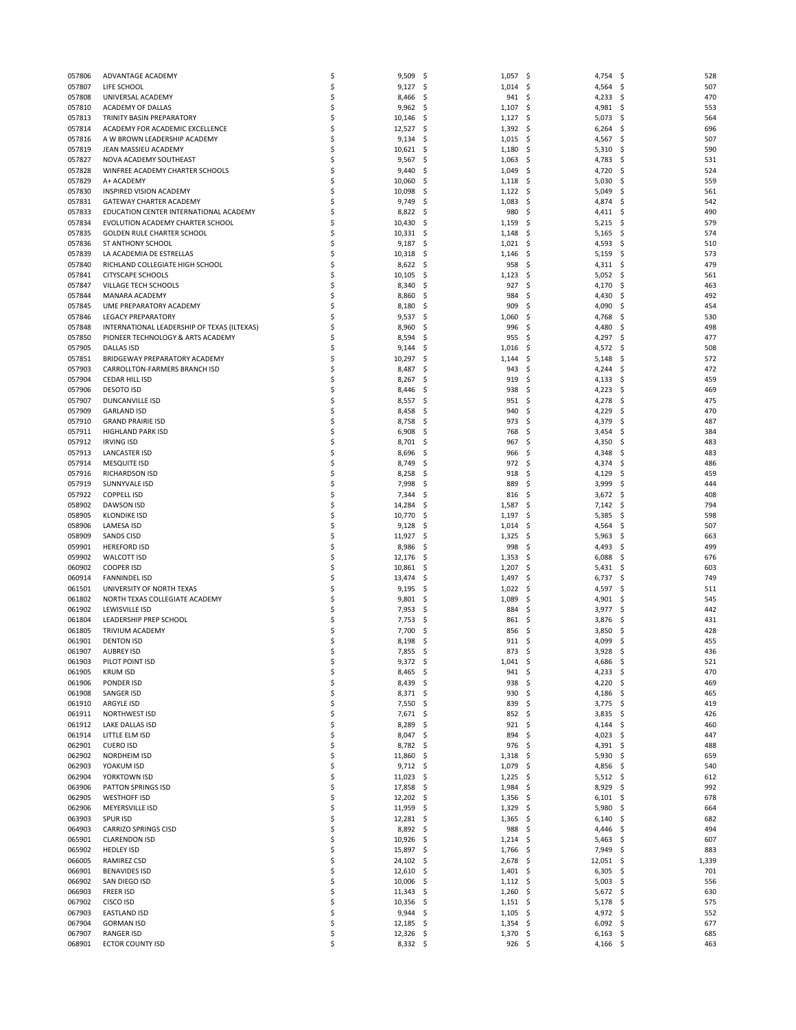| | | | | | |
|---|---|---|---|---|---|
| 057806 | ADVANTAGE ACADEMY | $ 9,509 | $ 1,057 | $ 4,754 | $ 528 |
| 057807 | LIFE SCHOOL | $ 9,127 | $ 1,014 | $ 4,564 | $ 507 |
| 057808 | UNIVERSAL ACADEMY | $ 8,466 | $ 941 | $ 4,233 | $ 470 |
| 057810 | ACADEMY OF DALLAS | $ 9,962 | $ 1,107 | $ 4,981 | $ 553 |
| 057813 | TRINITY BASIN PREPARATORY | $ 10,146 | $ 1,127 | $ 5,073 | $ 564 |
| 057814 | ACADEMY FOR ACADEMIC EXCELLENCE | $ 12,527 | $ 1,392 | $ 6,264 | $ 696 |
| 057816 | A W BROWN LEADERSHIP ACADEMY | $ 9,134 | $ 1,015 | $ 4,567 | $ 507 |
| 057819 | JEAN MASSIEU ACADEMY | $ 10,621 | $ 1,180 | $ 5,310 | $ 590 |
| 057827 | NOVA ACADEMY SOUTHEAST | $ 9,567 | $ 1,063 | $ 4,783 | $ 531 |
| 057828 | WINFREE ACADEMY CHARTER SCHOOLS | $ 9,440 | $ 1,049 | $ 4,720 | $ 524 |
| 057829 | A+ ACADEMY | $ 10,060 | $ 1,118 | $ 5,030 | $ 559 |
| 057830 | INSPIRED VISION ACADEMY | $ 10,098 | $ 1,122 | $ 5,049 | $ 561 |
| 057831 | GATEWAY CHARTER ACADEMY | $ 9,749 | $ 1,083 | $ 4,874 | $ 542 |
| 057833 | EDUCATION CENTER INTERNATIONAL ACADEMY | $ 8,822 | $ 980 | $ 4,411 | $ 490 |
| 057834 | EVOLUTION ACADEMY CHARTER SCHOOL | $ 10,430 | $ 1,159 | $ 5,215 | $ 579 |
| 057835 | GOLDEN RULE CHARTER SCHOOL | $ 10,331 | $ 1,148 | $ 5,165 | $ 574 |
| 057836 | ST ANTHONY SCHOOL | $ 9,187 | $ 1,021 | $ 4,593 | $ 510 |
| 057839 | LA ACADEMIA DE ESTRELLAS | $ 10,318 | $ 1,146 | $ 5,159 | $ 573 |
| 057840 | RICHLAND COLLEGIATE HIGH SCHOOL | $ 8,622 | $ 958 | $ 4,311 | $ 479 |
| 057841 | CITYSCAPE SCHOOLS | $ 10,105 | $ 1,123 | $ 5,052 | $ 561 |
| 057847 | VILLAGE TECH SCHOOLS | $ 8,340 | $ 927 | $ 4,170 | $ 463 |
| 057844 | MANARA ACADEMY | $ 8,860 | $ 984 | $ 4,430 | $ 492 |
| 057845 | UME PREPARATORY ACADEMY | $ 8,180 | $ 909 | $ 4,090 | $ 454 |
| 057846 | LEGACY PREPARATORY | $ 9,537 | $ 1,060 | $ 4,768 | $ 530 |
| 057848 | INTERNATIONAL LEADERSHIP OF TEXAS (ILTEXAS) | $ 8,960 | $ 996 | $ 4,480 | $ 498 |
| 057850 | PIONEER TECHNOLOGY & ARTS ACADEMY | $ 8,594 | $ 955 | $ 4,297 | $ 477 |
| 057905 | DALLAS ISD | $ 9,144 | $ 1,016 | $ 4,572 | $ 508 |
| 057851 | BRIDGEWAY PREPARATORY ACADEMY | $ 10,297 | $ 1,144 | $ 5,148 | $ 572 |
| 057903 | CARROLLTON-FARMERS BRANCH ISD | $ 8,487 | $ 943 | $ 4,244 | $ 472 |
| 057904 | CEDAR HILL ISD | $ 8,267 | $ 919 | $ 4,133 | $ 459 |
| 057906 | DESOTO ISD | $ 8,446 | $ 938 | $ 4,223 | $ 469 |
| 057907 | DUNCANVILLE ISD | $ 8,557 | $ 951 | $ 4,278 | $ 475 |
| 057909 | GARLAND ISD | $ 8,458 | $ 940 | $ 4,229 | $ 470 |
| 057910 | GRAND PRAIRIE ISD | $ 8,758 | $ 973 | $ 4,379 | $ 487 |
| 057911 | HIGHLAND PARK ISD | $ 6,908 | $ 768 | $ 3,454 | $ 384 |
| 057912 | IRVING ISD | $ 8,701 | $ 967 | $ 4,350 | $ 483 |
| 057913 | LANCASTER ISD | $ 8,696 | $ 966 | $ 4,348 | $ 483 |
| 057914 | MESQUITE ISD | $ 8,749 | $ 972 | $ 4,374 | $ 486 |
| 057916 | RICHARDSON ISD | $ 8,258 | $ 918 | $ 4,129 | $ 459 |
| 057919 | SUNNYVALE ISD | $ 7,998 | $ 889 | $ 3,999 | $ 444 |
| 057922 | COPPELL ISD | $ 7,344 | $ 816 | $ 3,672 | $ 408 |
| 058902 | DAWSON ISD | $ 14,284 | $ 1,587 | $ 7,142 | $ 794 |
| 058905 | KLONDIKE ISD | $ 10,770 | $ 1,197 | $ 5,385 | $ 598 |
| 058906 | LAMESA ISD | $ 9,128 | $ 1,014 | $ 4,564 | $ 507 |
| 058909 | SANDS CISD | $ 11,927 | $ 1,325 | $ 5,963 | $ 663 |
| 059901 | HEREFORD ISD | $ 8,986 | $ 998 | $ 4,493 | $ 499 |
| 059902 | WALCOTT ISD | $ 12,176 | $ 1,353 | $ 6,088 | $ 676 |
| 060902 | COOPER ISD | $ 10,861 | $ 1,207 | $ 5,431 | $ 603 |
| 060914 | FANNINDEL ISD | $ 13,474 | $ 1,497 | $ 6,737 | $ 749 |
| 061501 | UNIVERSITY OF NORTH TEXAS | $ 9,195 | $ 1,022 | $ 4,597 | $ 511 |
| 061802 | NORTH TEXAS COLLEGIATE ACADEMY | $ 9,801 | $ 1,089 | $ 4,901 | $ 545 |
| 061902 | LEWISVILLE ISD | $ 7,953 | $ 884 | $ 3,977 | $ 442 |
| 061804 | LEADERSHIP PREP SCHOOL | $ 7,753 | $ 861 | $ 3,876 | $ 431 |
| 061805 | TRIVIUM ACADEMY | $ 7,700 | $ 856 | $ 3,850 | $ 428 |
| 061901 | DENTON ISD | $ 8,198 | $ 911 | $ 4,099 | $ 455 |
| 061907 | AUBREY ISD | $ 7,855 | $ 873 | $ 3,928 | $ 436 |
| 061903 | PILOT POINT ISD | $ 9,372 | $ 1,041 | $ 4,686 | $ 521 |
| 061905 | KRUM ISD | $ 8,465 | $ 941 | $ 4,233 | $ 470 |
| 061906 | PONDER ISD | $ 8,439 | $ 938 | $ 4,220 | $ 469 |
| 061908 | SANGER ISD | $ 8,371 | $ 930 | $ 4,186 | $ 465 |
| 061910 | ARGYLE ISD | $ 7,550 | $ 839 | $ 3,775 | $ 419 |
| 061911 | NORTHWEST ISD | $ 7,671 | $ 852 | $ 3,835 | $ 426 |
| 061912 | LAKE DALLAS ISD | $ 8,289 | $ 921 | $ 4,144 | $ 460 |
| 061914 | LITTLE ELM ISD | $ 8,047 | $ 894 | $ 4,023 | $ 447 |
| 062901 | CUERO ISD | $ 8,782 | $ 976 | $ 4,391 | $ 488 |
| 062902 | NORDHEIM ISD | $ 11,860 | $ 1,318 | $ 5,930 | $ 659 |
| 062903 | YOAKUM ISD | $ 9,712 | $ 1,079 | $ 4,856 | $ 540 |
| 062904 | YORKTOWN ISD | $ 11,023 | $ 1,225 | $ 5,512 | $ 612 |
| 063906 | PATTON SPRINGS ISD | $ 17,858 | $ 1,984 | $ 8,929 | $ 992 |
| 062905 | WESTHOFF ISD | $ 12,202 | $ 1,356 | $ 6,101 | $ 678 |
| 062906 | MEYERSVILLE ISD | $ 11,959 | $ 1,329 | $ 5,980 | $ 664 |
| 063903 | SPUR ISD | $ 12,281 | $ 1,365 | $ 6,140 | $ 682 |
| 064903 | CARRIZO SPRINGS CISD | $ 8,892 | $ 988 | $ 4,446 | $ 494 |
| 065901 | CLARENDON ISD | $ 10,926 | $ 1,214 | $ 5,463 | $ 607 |
| 065902 | HEDLEY ISD | $ 15,897 | $ 1,766 | $ 7,949 | $ 883 |
| 066005 | RAMIREZ CSD | $ 24,102 | $ 2,678 | $ 12,051 | $ 1,339 |
| 066901 | BENAVIDES ISD | $ 12,610 | $ 1,401 | $ 6,305 | $ 701 |
| 066902 | SAN DIEGO ISD | $ 10,006 | $ 1,112 | $ 5,003 | $ 556 |
| 066903 | FREER ISD | $ 11,343 | $ 1,260 | $ 5,672 | $ 630 |
| 067902 | CISCO ISD | $ 10,356 | $ 1,151 | $ 5,178 | $ 575 |
| 067903 | EASTLAND ISD | $ 9,944 | $ 1,105 | $ 4,972 | $ 552 |
| 067904 | GORMAN ISD | $ 12,185 | $ 1,354 | $ 6,092 | $ 677 |
| 067907 | RANGER ISD | $ 12,326 | $ 1,370 | $ 6,163 | $ 685 |
| 068901 | ECTOR COUNTY ISD | $ 8,332 | $ 926 | $ 4,166 | $ 463 |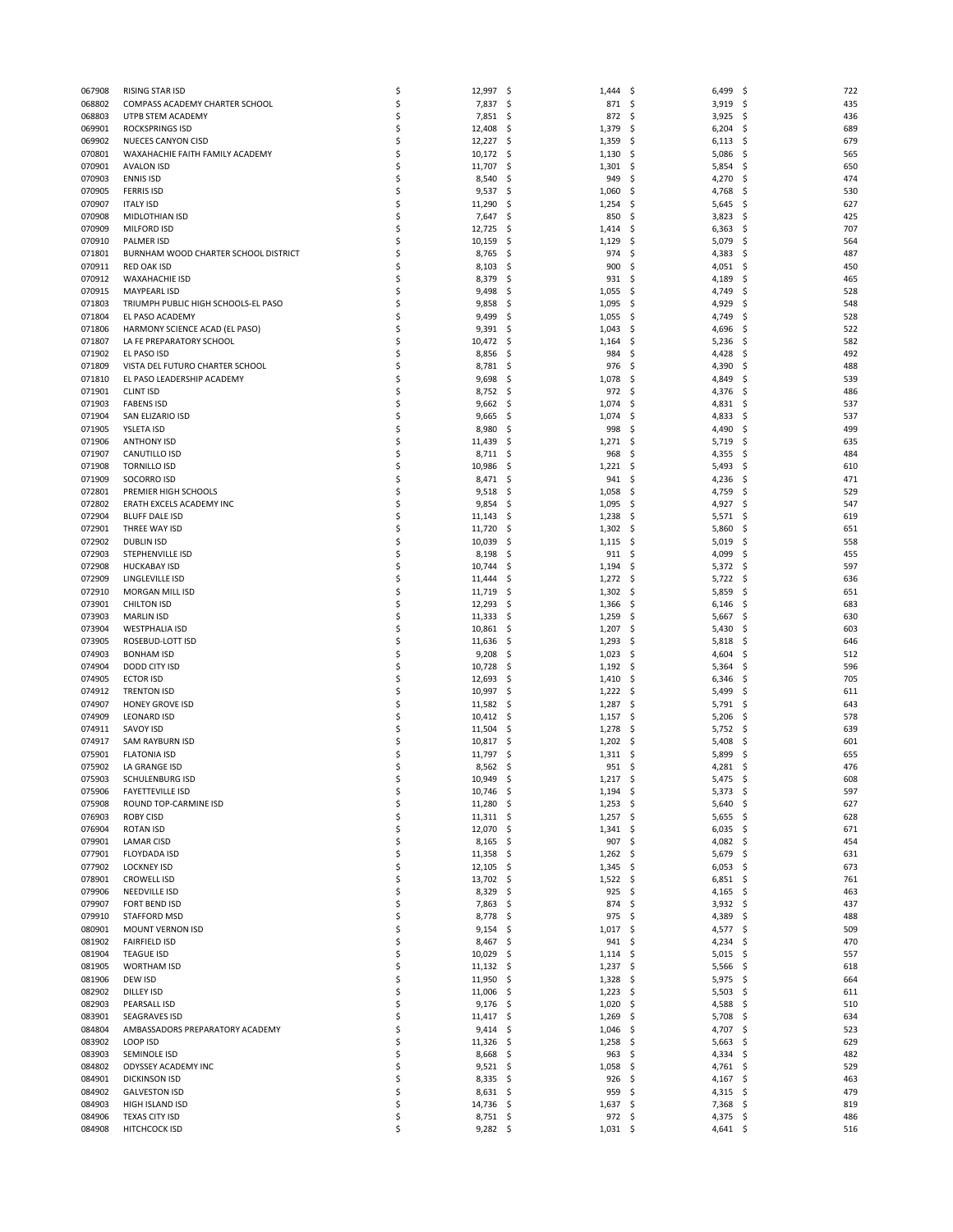| | | | | | |
|---|---|---|---|---|---|
| 067908 | RISING STAR ISD | $ 12,997 | $ 1,444 | $ 6,499 | $ 722 |
| 068802 | COMPASS ACADEMY CHARTER SCHOOL | $ 7,837 | $ 871 | $ 3,919 | $ 435 |
| 068803 | UTPB STEM ACADEMY | $ 7,851 | $ 872 | $ 3,925 | $ 436 |
| 069901 | ROCKSPRINGS ISD | $ 12,408 | $ 1,379 | $ 6,204 | $ 689 |
| 069902 | NUECES CANYON CISD | $ 12,227 | $ 1,359 | $ 6,113 | $ 679 |
| 070801 | WAXAHACHIE FAITH FAMILY ACADEMY | $ 10,172 | $ 1,130 | $ 5,086 | $ 565 |
| 070901 | AVALON ISD | $ 11,707 | $ 1,301 | $ 5,854 | $ 650 |
| 070903 | ENNIS ISD | $ 8,540 | $ 949 | $ 4,270 | $ 474 |
| 070905 | FERRIS ISD | $ 9,537 | $ 1,060 | $ 4,768 | $ 530 |
| 070907 | ITALY ISD | $ 11,290 | $ 1,254 | $ 5,645 | $ 627 |
| 070908 | MIDLOTHIAN ISD | $ 7,647 | $ 850 | $ 3,823 | $ 425 |
| 070909 | MILFORD ISD | $ 12,725 | $ 1,414 | $ 6,363 | $ 707 |
| 070910 | PALMER ISD | $ 10,159 | $ 1,129 | $ 5,079 | $ 564 |
| 071801 | BURNHAM WOOD CHARTER SCHOOL DISTRICT | $ 8,765 | $ 974 | $ 4,383 | $ 487 |
| 070911 | RED OAK ISD | $ 8,103 | $ 900 | $ 4,051 | $ 450 |
| 070912 | WAXAHACHIE ISD | $ 8,379 | $ 931 | $ 4,189 | $ 465 |
| 070915 | MAYPEARL ISD | $ 9,498 | $ 1,055 | $ 4,749 | $ 528 |
| 071803 | TRIUMPH PUBLIC HIGH SCHOOLS-EL PASO | $ 9,858 | $ 1,095 | $ 4,929 | $ 548 |
| 071804 | EL PASO ACADEMY | $ 9,499 | $ 1,055 | $ 4,749 | $ 528 |
| 071806 | HARMONY SCIENCE ACAD (EL PASO) | $ 9,391 | $ 1,043 | $ 4,696 | $ 522 |
| 071807 | LA FE PREPARATORY SCHOOL | $ 10,472 | $ 1,164 | $ 5,236 | $ 582 |
| 071902 | EL PASO ISD | $ 8,856 | $ 984 | $ 4,428 | $ 492 |
| 071809 | VISTA DEL FUTURO CHARTER SCHOOL | $ 8,781 | $ 976 | $ 4,390 | $ 488 |
| 071810 | EL PASO LEADERSHIP ACADEMY | $ 9,698 | $ 1,078 | $ 4,849 | $ 539 |
| 071901 | CLINT ISD | $ 8,752 | $ 972 | $ 4,376 | $ 486 |
| 071903 | FABENS ISD | $ 9,662 | $ 1,074 | $ 4,831 | $ 537 |
| 071904 | SAN ELIZARIO ISD | $ 9,665 | $ 1,074 | $ 4,833 | $ 537 |
| 071905 | YSLETA ISD | $ 8,980 | $ 998 | $ 4,490 | $ 499 |
| 071906 | ANTHONY ISD | $ 11,439 | $ 1,271 | $ 5,719 | $ 635 |
| 071907 | CANUTILLO ISD | $ 8,711 | $ 968 | $ 4,355 | $ 484 |
| 071908 | TORNILLO ISD | $ 10,986 | $ 1,221 | $ 5,493 | $ 610 |
| 071909 | SOCORRO ISD | $ 8,471 | $ 941 | $ 4,236 | $ 471 |
| 072801 | PREMIER HIGH SCHOOLS | $ 9,518 | $ 1,058 | $ 4,759 | $ 529 |
| 072802 | ERATH EXCELS ACADEMY INC | $ 9,854 | $ 1,095 | $ 4,927 | $ 547 |
| 072904 | BLUFF DALE ISD | $ 11,143 | $ 1,238 | $ 5,571 | $ 619 |
| 072901 | THREE WAY ISD | $ 11,720 | $ 1,302 | $ 5,860 | $ 651 |
| 072902 | DUBLIN ISD | $ 10,039 | $ 1,115 | $ 5,019 | $ 558 |
| 072903 | STEPHENVILLE ISD | $ 8,198 | $ 911 | $ 4,099 | $ 455 |
| 072908 | HUCKABAY ISD | $ 10,744 | $ 1,194 | $ 5,372 | $ 597 |
| 072909 | LINGLEVILLE ISD | $ 11,444 | $ 1,272 | $ 5,722 | $ 636 |
| 072910 | MORGAN MILL ISD | $ 11,719 | $ 1,302 | $ 5,859 | $ 651 |
| 073901 | CHILTON ISD | $ 12,293 | $ 1,366 | $ 6,146 | $ 683 |
| 073903 | MARLIN ISD | $ 11,333 | $ 1,259 | $ 5,667 | $ 630 |
| 073904 | WESTPHALIA ISD | $ 10,861 | $ 1,207 | $ 5,430 | $ 603 |
| 073905 | ROSEBUD-LOTT ISD | $ 11,636 | $ 1,293 | $ 5,818 | $ 646 |
| 074903 | BONHAM ISD | $ 9,208 | $ 1,023 | $ 4,604 | $ 512 |
| 074904 | DODD CITY ISD | $ 10,728 | $ 1,192 | $ 5,364 | $ 596 |
| 074905 | ECTOR ISD | $ 12,693 | $ 1,410 | $ 6,346 | $ 705 |
| 074912 | TRENTON ISD | $ 10,997 | $ 1,222 | $ 5,499 | $ 611 |
| 074907 | HONEY GROVE ISD | $ 11,582 | $ 1,287 | $ 5,791 | $ 643 |
| 074909 | LEONARD ISD | $ 10,412 | $ 1,157 | $ 5,206 | $ 578 |
| 074911 | SAVOY ISD | $ 11,504 | $ 1,278 | $ 5,752 | $ 639 |
| 074917 | SAM RAYBURN ISD | $ 10,817 | $ 1,202 | $ 5,408 | $ 601 |
| 075901 | FLATONIA ISD | $ 11,797 | $ 1,311 | $ 5,899 | $ 655 |
| 075902 | LA GRANGE ISD | $ 8,562 | $ 951 | $ 4,281 | $ 476 |
| 075903 | SCHULENBURG ISD | $ 10,949 | $ 1,217 | $ 5,475 | $ 608 |
| 075906 | FAYETTEVILLE ISD | $ 10,746 | $ 1,194 | $ 5,373 | $ 597 |
| 075908 | ROUND TOP-CARMINE ISD | $ 11,280 | $ 1,253 | $ 5,640 | $ 627 |
| 076903 | ROBY CISD | $ 11,311 | $ 1,257 | $ 5,655 | $ 628 |
| 076904 | ROTAN ISD | $ 12,070 | $ 1,341 | $ 6,035 | $ 671 |
| 079901 | LAMAR CISD | $ 8,165 | $ 907 | $ 4,082 | $ 454 |
| 077901 | FLOYDADA ISD | $ 11,358 | $ 1,262 | $ 5,679 | $ 631 |
| 077902 | LOCKNEY ISD | $ 12,105 | $ 1,345 | $ 6,053 | $ 673 |
| 078901 | CROWELL ISD | $ 13,702 | $ 1,522 | $ 6,851 | $ 761 |
| 079906 | NEEDVILLE ISD | $ 8,329 | $ 925 | $ 4,165 | $ 463 |
| 079907 | FORT BEND ISD | $ 7,863 | $ 874 | $ 3,932 | $ 437 |
| 079910 | STAFFORD MSD | $ 8,778 | $ 975 | $ 4,389 | $ 488 |
| 080901 | MOUNT VERNON ISD | $ 9,154 | $ 1,017 | $ 4,577 | $ 509 |
| 081902 | FAIRFIELD ISD | $ 8,467 | $ 941 | $ 4,234 | $ 470 |
| 081904 | TEAGUE ISD | $ 10,029 | $ 1,114 | $ 5,015 | $ 557 |
| 081905 | WORTHAM ISD | $ 11,132 | $ 1,237 | $ 5,566 | $ 618 |
| 081906 | DEW ISD | $ 11,950 | $ 1,328 | $ 5,975 | $ 664 |
| 082902 | DILLEY ISD | $ 11,006 | $ 1,223 | $ 5,503 | $ 611 |
| 082903 | PEARSALL ISD | $ 9,176 | $ 1,020 | $ 4,588 | $ 510 |
| 083901 | SEAGRAVES ISD | $ 11,417 | $ 1,269 | $ 5,708 | $ 634 |
| 084804 | AMBASSADORS PREPARATORY ACADEMY | $ 9,414 | $ 1,046 | $ 4,707 | $ 523 |
| 083902 | LOOP ISD | $ 11,326 | $ 1,258 | $ 5,663 | $ 629 |
| 083903 | SEMINOLE ISD | $ 8,668 | $ 963 | $ 4,334 | $ 482 |
| 084802 | ODYSSEY ACADEMY INC | $ 9,521 | $ 1,058 | $ 4,761 | $ 529 |
| 084901 | DICKINSON ISD | $ 8,335 | $ 926 | $ 4,167 | $ 463 |
| 084902 | GALVESTON ISD | $ 8,631 | $ 959 | $ 4,315 | $ 479 |
| 084903 | HIGH ISLAND ISD | $ 14,736 | $ 1,637 | $ 7,368 | $ 819 |
| 084906 | TEXAS CITY ISD | $ 8,751 | $ 972 | $ 4,375 | $ 486 |
| 084908 | HITCHCOCK ISD | $ 9,282 | $ 1,031 | $ 4,641 | $ 516 |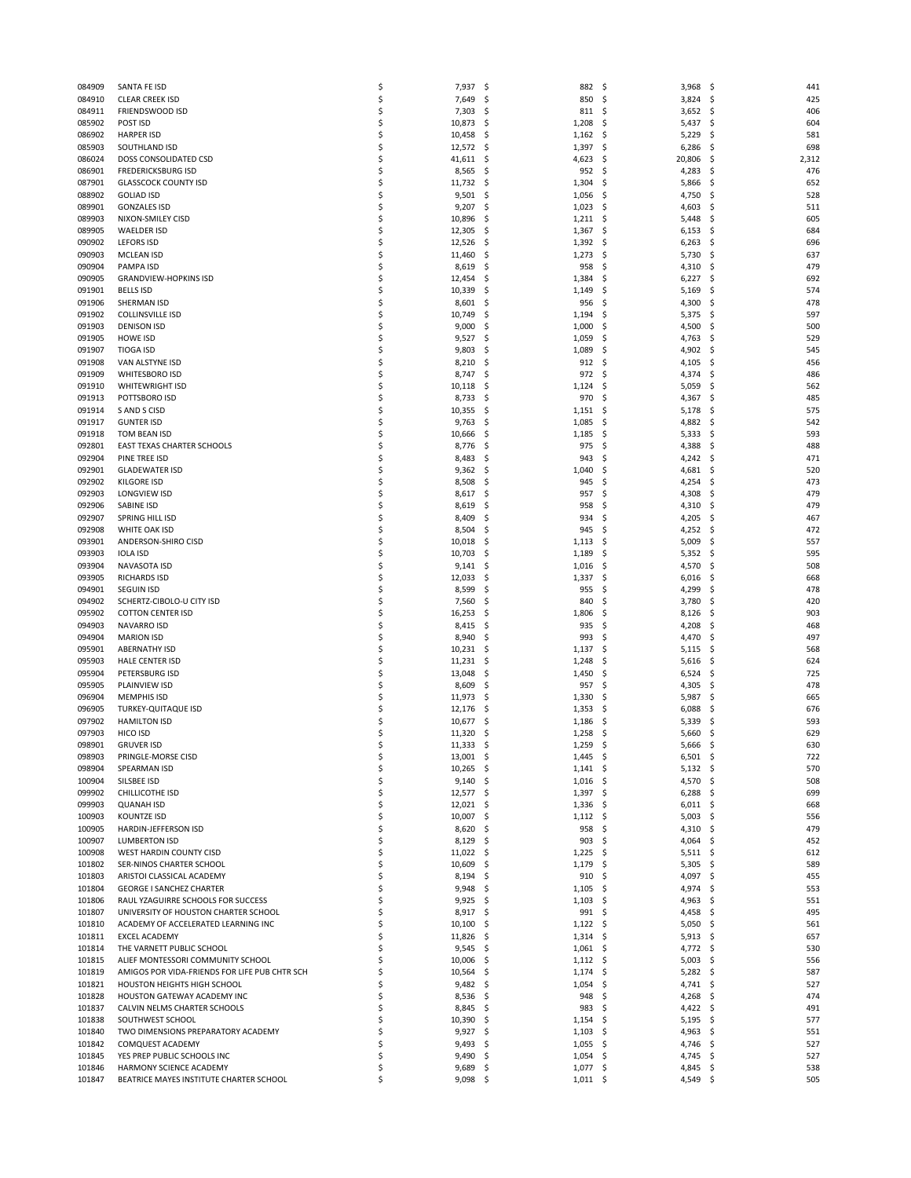| | | | | | |
|---|---|---|---|---|---|
| 084909 | SANTA FE ISD | $ 7,937 | $ 882 | $ 3,968 | $ 441 |
| 084910 | CLEAR CREEK ISD | $ 7,649 | $ 850 | $ 3,824 | $ 425 |
| 084911 | FRIENDSWOOD ISD | $ 7,303 | $ 811 | $ 3,652 | $ 406 |
| 085902 | POST ISD | $ 10,873 | $ 1,208 | $ 5,437 | $ 604 |
| 086902 | HARPER ISD | $ 10,458 | $ 1,162 | $ 5,229 | $ 581 |
| 085903 | SOUTHLAND ISD | $ 12,572 | $ 1,397 | $ 6,286 | $ 698 |
| 086024 | DOSS CONSOLIDATED CSD | $ 41,611 | $ 4,623 | $ 20,806 | $ 2,312 |
| 086901 | FREDERICKSBURG ISD | $ 8,565 | $ 952 | $ 4,283 | $ 476 |
| 087901 | GLASSCOCK COUNTY ISD | $ 11,732 | $ 1,304 | $ 5,866 | $ 652 |
| 088902 | GOLIAD ISD | $ 9,501 | $ 1,056 | $ 4,750 | $ 528 |
| 089901 | GONZALES ISD | $ 9,207 | $ 1,023 | $ 4,603 | $ 511 |
| 089903 | NIXON-SMILEY CISD | $ 10,896 | $ 1,211 | $ 5,448 | $ 605 |
| 089905 | WAELDER ISD | $ 12,305 | $ 1,367 | $ 6,153 | $ 684 |
| 090902 | LEFORS ISD | $ 12,526 | $ 1,392 | $ 6,263 | $ 696 |
| 090903 | MCLEAN ISD | $ 11,460 | $ 1,273 | $ 5,730 | $ 637 |
| 090904 | PAMPA ISD | $ 8,619 | $ 958 | $ 4,310 | $ 479 |
| 090905 | GRANDVIEW-HOPKINS ISD | $ 12,454 | $ 1,384 | $ 6,227 | $ 692 |
| 091901 | BELLS ISD | $ 10,339 | $ 1,149 | $ 5,169 | $ 574 |
| 091906 | SHERMAN ISD | $ 8,601 | $ 956 | $ 4,300 | $ 478 |
| 091902 | COLLINSVILLE ISD | $ 10,749 | $ 1,194 | $ 5,375 | $ 597 |
| 091903 | DENISON ISD | $ 9,000 | $ 1,000 | $ 4,500 | $ 500 |
| 091905 | HOWE ISD | $ 9,527 | $ 1,059 | $ 4,763 | $ 529 |
| 091907 | TIOGA ISD | $ 9,803 | $ 1,089 | $ 4,902 | $ 545 |
| 091908 | VAN ALSTYNE ISD | $ 8,210 | $ 912 | $ 4,105 | $ 456 |
| 091909 | WHITESBORO ISD | $ 8,747 | $ 972 | $ 4,374 | $ 486 |
| 091910 | WHITEWRIGHT ISD | $ 10,118 | $ 1,124 | $ 5,059 | $ 562 |
| 091913 | POTTSBORO ISD | $ 8,733 | $ 970 | $ 4,367 | $ 485 |
| 091914 | S AND S CISD | $ 10,355 | $ 1,151 | $ 5,178 | $ 575 |
| 091917 | GUNTER ISD | $ 9,763 | $ 1,085 | $ 4,882 | $ 542 |
| 091918 | TOM BEAN ISD | $ 10,666 | $ 1,185 | $ 5,333 | $ 593 |
| 092801 | EAST TEXAS CHARTER SCHOOLS | $ 8,776 | $ 975 | $ 4,388 | $ 488 |
| 092904 | PINE TREE ISD | $ 8,483 | $ 943 | $ 4,242 | $ 471 |
| 092901 | GLADEWATER ISD | $ 9,362 | $ 1,040 | $ 4,681 | $ 520 |
| 092902 | KILGORE ISD | $ 8,508 | $ 945 | $ 4,254 | $ 473 |
| 092903 | LONGVIEW ISD | $ 8,617 | $ 957 | $ 4,308 | $ 479 |
| 092906 | SABINE ISD | $ 8,619 | $ 958 | $ 4,310 | $ 479 |
| 092907 | SPRING HILL ISD | $ 8,409 | $ 934 | $ 4,205 | $ 467 |
| 092908 | WHITE OAK ISD | $ 8,504 | $ 945 | $ 4,252 | $ 472 |
| 093901 | ANDERSON-SHIRO CISD | $ 10,018 | $ 1,113 | $ 5,009 | $ 557 |
| 093903 | IOLA ISD | $ 10,703 | $ 1,189 | $ 5,352 | $ 595 |
| 093904 | NAVASOTA ISD | $ 9,141 | $ 1,016 | $ 4,570 | $ 508 |
| 093905 | RICHARDS ISD | $ 12,033 | $ 1,337 | $ 6,016 | $ 668 |
| 094901 | SEGUIN ISD | $ 8,599 | $ 955 | $ 4,299 | $ 478 |
| 094902 | SCHERTZ-CIBOLO-U CITY ISD | $ 7,560 | $ 840 | $ 3,780 | $ 420 |
| 095902 | COTTON CENTER ISD | $ 16,253 | $ 1,806 | $ 8,126 | $ 903 |
| 094903 | NAVARRO ISD | $ 8,415 | $ 935 | $ 4,208 | $ 468 |
| 094904 | MARION ISD | $ 8,940 | $ 993 | $ 4,470 | $ 497 |
| 095901 | ABERNATHY ISD | $ 10,231 | $ 1,137 | $ 5,115 | $ 568 |
| 095903 | HALE CENTER ISD | $ 11,231 | $ 1,248 | $ 5,616 | $ 624 |
| 095904 | PETERSBURG ISD | $ 13,048 | $ 1,450 | $ 6,524 | $ 725 |
| 095905 | PLAINVIEW ISD | $ 8,609 | $ 957 | $ 4,305 | $ 478 |
| 096904 | MEMPHIS ISD | $ 11,973 | $ 1,330 | $ 5,987 | $ 665 |
| 096905 | TURKEY-QUITAQUE ISD | $ 12,176 | $ 1,353 | $ 6,088 | $ 676 |
| 097902 | HAMILTON ISD | $ 10,677 | $ 1,186 | $ 5,339 | $ 593 |
| 097903 | HICO ISD | $ 11,320 | $ 1,258 | $ 5,660 | $ 629 |
| 098901 | GRUVER ISD | $ 11,333 | $ 1,259 | $ 5,666 | $ 630 |
| 098903 | PRINGLE-MORSE CISD | $ 13,001 | $ 1,445 | $ 6,501 | $ 722 |
| 098904 | SPEARMAN ISD | $ 10,265 | $ 1,141 | $ 5,132 | $ 570 |
| 100904 | SILSBEE ISD | $ 9,140 | $ 1,016 | $ 4,570 | $ 508 |
| 099902 | CHILLICOTHE ISD | $ 12,577 | $ 1,397 | $ 6,288 | $ 699 |
| 099903 | QUANAH ISD | $ 12,021 | $ 1,336 | $ 6,011 | $ 668 |
| 100903 | KOUNTZE ISD | $ 10,007 | $ 1,112 | $ 5,003 | $ 556 |
| 100905 | HARDIN-JEFFERSON ISD | $ 8,620 | $ 958 | $ 4,310 | $ 479 |
| 100907 | LUMBERTON ISD | $ 8,129 | $ 903 | $ 4,064 | $ 452 |
| 100908 | WEST HARDIN COUNTY CISD | $ 11,022 | $ 1,225 | $ 5,511 | $ 612 |
| 101802 | SER-NINOS CHARTER SCHOOL | $ 10,609 | $ 1,179 | $ 5,305 | $ 589 |
| 101803 | ARISTOI CLASSICAL ACADEMY | $ 8,194 | $ 910 | $ 4,097 | $ 455 |
| 101804 | GEORGE I SANCHEZ CHARTER | $ 9,948 | $ 1,105 | $ 4,974 | $ 553 |
| 101806 | RAUL YZAGUIRRE SCHOOLS FOR SUCCESS | $ 9,925 | $ 1,103 | $ 4,963 | $ 551 |
| 101807 | UNIVERSITY OF HOUSTON CHARTER SCHOOL | $ 8,917 | $ 991 | $ 4,458 | $ 495 |
| 101810 | ACADEMY OF ACCELERATED LEARNING INC | $ 10,100 | $ 1,122 | $ 5,050 | $ 561 |
| 101811 | EXCEL ACADEMY | $ 11,826 | $ 1,314 | $ 5,913 | $ 657 |
| 101814 | THE VARNETT PUBLIC SCHOOL | $ 9,545 | $ 1,061 | $ 4,772 | $ 530 |
| 101815 | ALIEF MONTESSORI COMMUNITY SCHOOL | $ 10,006 | $ 1,112 | $ 5,003 | $ 556 |
| 101819 | AMIGOS POR VIDA-FRIENDS FOR LIFE PUB CHTR SCH | $ 10,564 | $ 1,174 | $ 5,282 | $ 587 |
| 101821 | HOUSTON HEIGHTS HIGH SCHOOL | $ 9,482 | $ 1,054 | $ 4,741 | $ 527 |
| 101828 | HOUSTON GATEWAY ACADEMY INC | $ 8,536 | $ 948 | $ 4,268 | $ 474 |
| 101837 | CALVIN NELMS CHARTER SCHOOLS | $ 8,845 | $ 983 | $ 4,422 | $ 491 |
| 101838 | SOUTHWEST SCHOOL | $ 10,390 | $ 1,154 | $ 5,195 | $ 577 |
| 101840 | TWO DIMENSIONS PREPARATORY ACADEMY | $ 9,927 | $ 1,103 | $ 4,963 | $ 551 |
| 101842 | COMQUEST ACADEMY | $ 9,493 | $ 1,055 | $ 4,746 | $ 527 |
| 101845 | YES PREP PUBLIC SCHOOLS INC | $ 9,490 | $ 1,054 | $ 4,745 | $ 527 |
| 101846 | HARMONY SCIENCE ACADEMY | $ 9,689 | $ 1,077 | $ 4,845 | $ 538 |
| 101847 | BEATRICE MAYES INSTITUTE CHARTER SCHOOL | $ 9,098 | $ 1,011 | $ 4,549 | $ 505 |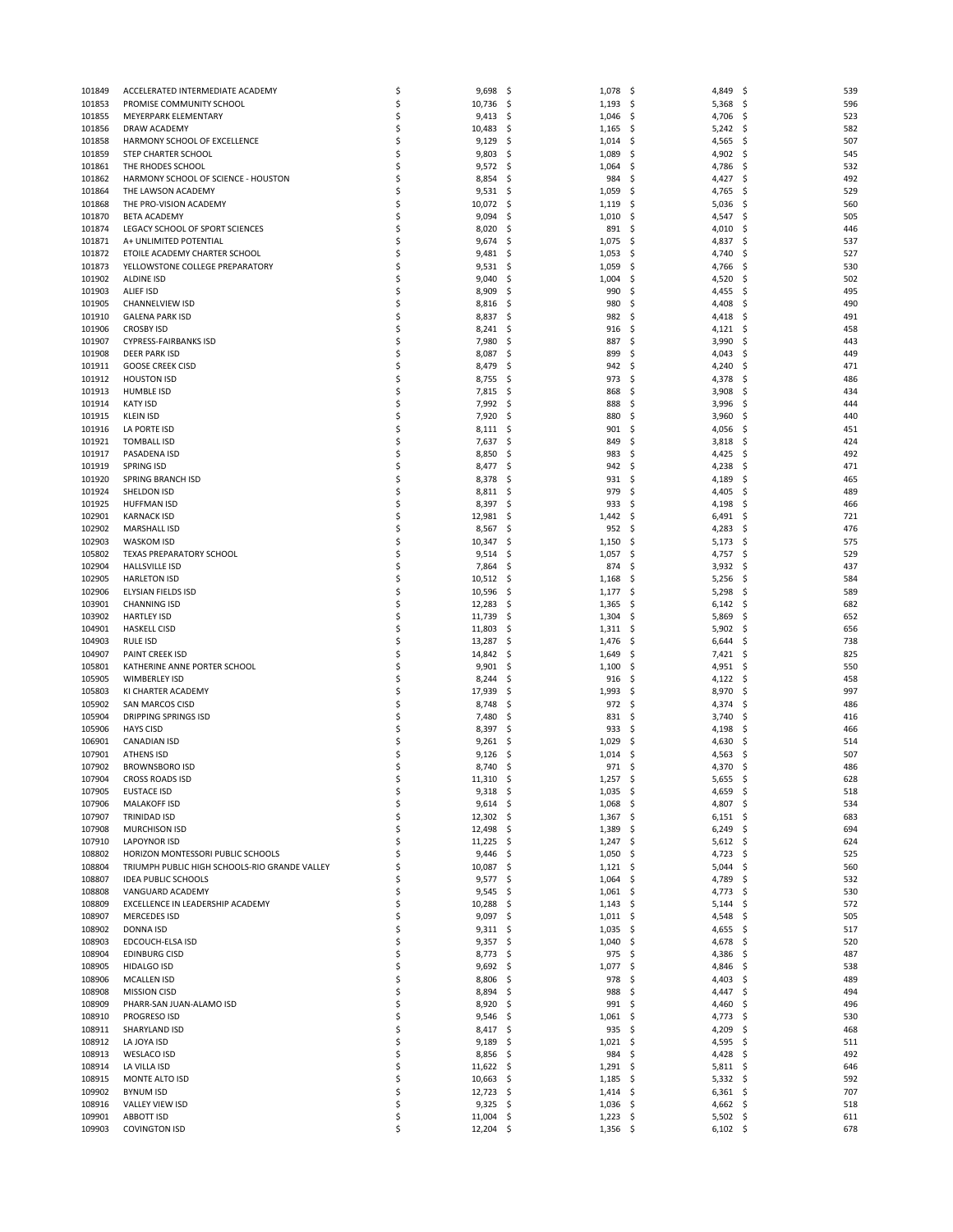| | | | | | |
|---|---|---|---|---|---|
| 101849 | ACCELERATED INTERMEDIATE ACADEMY | $ 9,698 | $ 1,078 | $ 4,849 | $ 539 |
| 101853 | PROMISE COMMUNITY SCHOOL | $ 10,736 | $ 1,193 | $ 5,368 | $ 596 |
| 101855 | MEYERPARK ELEMENTARY | $ 9,413 | $ 1,046 | $ 4,706 | $ 523 |
| 101856 | DRAW ACADEMY | $ 10,483 | $ 1,165 | $ 5,242 | $ 582 |
| 101858 | HARMONY SCHOOL OF EXCELLENCE | $ 9,129 | $ 1,014 | $ 4,565 | $ 507 |
| 101859 | STEP CHARTER SCHOOL | $ 9,803 | $ 1,089 | $ 4,902 | $ 545 |
| 101861 | THE RHODES SCHOOL | $ 9,572 | $ 1,064 | $ 4,786 | $ 532 |
| 101862 | HARMONY SCHOOL OF SCIENCE - HOUSTON | $ 8,854 | $ 984 | $ 4,427 | $ 492 |
| 101864 | THE LAWSON ACADEMY | $ 9,531 | $ 1,059 | $ 4,765 | $ 529 |
| 101868 | THE PRO-VISION ACADEMY | $ 10,072 | $ 1,119 | $ 5,036 | $ 560 |
| 101870 | BETA ACADEMY | $ 9,094 | $ 1,010 | $ 4,547 | $ 505 |
| 101874 | LEGACY SCHOOL OF SPORT SCIENCES | $ 8,020 | $ 891 | $ 4,010 | $ 446 |
| 101871 | A+ UNLIMITED POTENTIAL | $ 9,674 | $ 1,075 | $ 4,837 | $ 537 |
| 101872 | ETOILE ACADEMY CHARTER SCHOOL | $ 9,481 | $ 1,053 | $ 4,740 | $ 527 |
| 101873 | YELLOWSTONE COLLEGE PREPARATORY | $ 9,531 | $ 1,059 | $ 4,766 | $ 530 |
| 101902 | ALDINE ISD | $ 9,040 | $ 1,004 | $ 4,520 | $ 502 |
| 101903 | ALIEF ISD | $ 8,909 | $ 990 | $ 4,455 | $ 495 |
| 101905 | CHANNELVIEW ISD | $ 8,816 | $ 980 | $ 4,408 | $ 490 |
| 101910 | GALENA PARK ISD | $ 8,837 | $ 982 | $ 4,418 | $ 491 |
| 101906 | CROSBY ISD | $ 8,241 | $ 916 | $ 4,121 | $ 458 |
| 101907 | CYPRESS-FAIRBANKS ISD | $ 7,980 | $ 887 | $ 3,990 | $ 443 |
| 101908 | DEER PARK ISD | $ 8,087 | $ 899 | $ 4,043 | $ 449 |
| 101911 | GOOSE CREEK CISD | $ 8,479 | $ 942 | $ 4,240 | $ 471 |
| 101912 | HOUSTON ISD | $ 8,755 | $ 973 | $ 4,378 | $ 486 |
| 101913 | HUMBLE ISD | $ 7,815 | $ 868 | $ 3,908 | $ 434 |
| 101914 | KATY ISD | $ 7,992 | $ 888 | $ 3,996 | $ 444 |
| 101915 | KLEIN ISD | $ 7,920 | $ 880 | $ 3,960 | $ 440 |
| 101916 | LA PORTE ISD | $ 8,111 | $ 901 | $ 4,056 | $ 451 |
| 101921 | TOMBALL ISD | $ 7,637 | $ 849 | $ 3,818 | $ 424 |
| 101917 | PASADENA ISD | $ 8,850 | $ 983 | $ 4,425 | $ 492 |
| 101919 | SPRING ISD | $ 8,477 | $ 942 | $ 4,238 | $ 471 |
| 101920 | SPRING BRANCH ISD | $ 8,378 | $ 931 | $ 4,189 | $ 465 |
| 101924 | SHELDON ISD | $ 8,811 | $ 979 | $ 4,405 | $ 489 |
| 101925 | HUFFMAN ISD | $ 8,397 | $ 933 | $ 4,198 | $ 466 |
| 102901 | KARNACK ISD | $ 12,981 | $ 1,442 | $ 6,491 | $ 721 |
| 102902 | MARSHALL ISD | $ 8,567 | $ 952 | $ 4,283 | $ 476 |
| 102903 | WASKOM ISD | $ 10,347 | $ 1,150 | $ 5,173 | $ 575 |
| 105802 | TEXAS PREPARATORY SCHOOL | $ 9,514 | $ 1,057 | $ 4,757 | $ 529 |
| 102904 | HALLSVILLE ISD | $ 7,864 | $ 874 | $ 3,932 | $ 437 |
| 102905 | HARLETON ISD | $ 10,512 | $ 1,168 | $ 5,256 | $ 584 |
| 102906 | ELYSIAN FIELDS ISD | $ 10,596 | $ 1,177 | $ 5,298 | $ 589 |
| 103901 | CHANNING ISD | $ 12,283 | $ 1,365 | $ 6,142 | $ 682 |
| 103902 | HARTLEY ISD | $ 11,739 | $ 1,304 | $ 5,869 | $ 652 |
| 104901 | HASKELL CISD | $ 11,803 | $ 1,311 | $ 5,902 | $ 656 |
| 104903 | RULE ISD | $ 13,287 | $ 1,476 | $ 6,644 | $ 738 |
| 104907 | PAINT CREEK ISD | $ 14,842 | $ 1,649 | $ 7,421 | $ 825 |
| 105801 | KATHERINE ANNE PORTER SCHOOL | $ 9,901 | $ 1,100 | $ 4,951 | $ 550 |
| 105905 | WIMBERLEY ISD | $ 8,244 | $ 916 | $ 4,122 | $ 458 |
| 105803 | KI CHARTER ACADEMY | $ 17,939 | $ 1,993 | $ 8,970 | $ 997 |
| 105902 | SAN MARCOS CISD | $ 8,748 | $ 972 | $ 4,374 | $ 486 |
| 105904 | DRIPPING SPRINGS ISD | $ 7,480 | $ 831 | $ 3,740 | $ 416 |
| 105906 | HAYS CISD | $ 8,397 | $ 933 | $ 4,198 | $ 466 |
| 106901 | CANADIAN ISD | $ 9,261 | $ 1,029 | $ 4,630 | $ 514 |
| 107901 | ATHENS ISD | $ 9,126 | $ 1,014 | $ 4,563 | $ 507 |
| 107902 | BROWNSBORO ISD | $ 8,740 | $ 971 | $ 4,370 | $ 486 |
| 107904 | CROSS ROADS ISD | $ 11,310 | $ 1,257 | $ 5,655 | $ 628 |
| 107905 | EUSTACE ISD | $ 9,318 | $ 1,035 | $ 4,659 | $ 518 |
| 107906 | MALAKOFF ISD | $ 9,614 | $ 1,068 | $ 4,807 | $ 534 |
| 107907 | TRINIDAD ISD | $ 12,302 | $ 1,367 | $ 6,151 | $ 683 |
| 107908 | MURCHISON ISD | $ 12,498 | $ 1,389 | $ 6,249 | $ 694 |
| 107910 | LAPOYNOR ISD | $ 11,225 | $ 1,247 | $ 5,612 | $ 624 |
| 108802 | HORIZON MONTESSORI PUBLIC SCHOOLS | $ 9,446 | $ 1,050 | $ 4,723 | $ 525 |
| 108804 | TRIUMPH PUBLIC HIGH SCHOOLS-RIO GRANDE VALLEY | $ 10,087 | $ 1,121 | $ 5,044 | $ 560 |
| 108807 | IDEA PUBLIC SCHOOLS | $ 9,577 | $ 1,064 | $ 4,789 | $ 532 |
| 108808 | VANGUARD ACADEMY | $ 9,545 | $ 1,061 | $ 4,773 | $ 530 |
| 108809 | EXCELLENCE IN LEADERSHIP ACADEMY | $ 10,288 | $ 1,143 | $ 5,144 | $ 572 |
| 108907 | MERCEDES ISD | $ 9,097 | $ 1,011 | $ 4,548 | $ 505 |
| 108902 | DONNA ISD | $ 9,311 | $ 1,035 | $ 4,655 | $ 517 |
| 108903 | EDCOUCH-ELSA ISD | $ 9,357 | $ 1,040 | $ 4,678 | $ 520 |
| 108904 | EDINBURG CISD | $ 8,773 | $ 975 | $ 4,386 | $ 487 |
| 108905 | HIDALGO ISD | $ 9,692 | $ 1,077 | $ 4,846 | $ 538 |
| 108906 | MCALLEN ISD | $ 8,806 | $ 978 | $ 4,403 | $ 489 |
| 108908 | MISSION CISD | $ 8,894 | $ 988 | $ 4,447 | $ 494 |
| 108909 | PHARR-SAN JUAN-ALAMO ISD | $ 8,920 | $ 991 | $ 4,460 | $ 496 |
| 108910 | PROGRESO ISD | $ 9,546 | $ 1,061 | $ 4,773 | $ 530 |
| 108911 | SHARYLAND ISD | $ 8,417 | $ 935 | $ 4,209 | $ 468 |
| 108912 | LA JOYA ISD | $ 9,189 | $ 1,021 | $ 4,595 | $ 511 |
| 108913 | WESLACO ISD | $ 8,856 | $ 984 | $ 4,428 | $ 492 |
| 108914 | LA VILLA ISD | $ 11,622 | $ 1,291 | $ 5,811 | $ 646 |
| 108915 | MONTE ALTO ISD | $ 10,663 | $ 1,185 | $ 5,332 | $ 592 |
| 109902 | BYNUM ISD | $ 12,723 | $ 1,414 | $ 6,361 | $ 707 |
| 108916 | VALLEY VIEW ISD | $ 9,325 | $ 1,036 | $ 4,662 | $ 518 |
| 109901 | ABBOTT ISD | $ 11,004 | $ 1,223 | $ 5,502 | $ 611 |
| 109903 | COVINGTON ISD | $ 12,204 | $ 1,356 | $ 6,102 | $ 678 |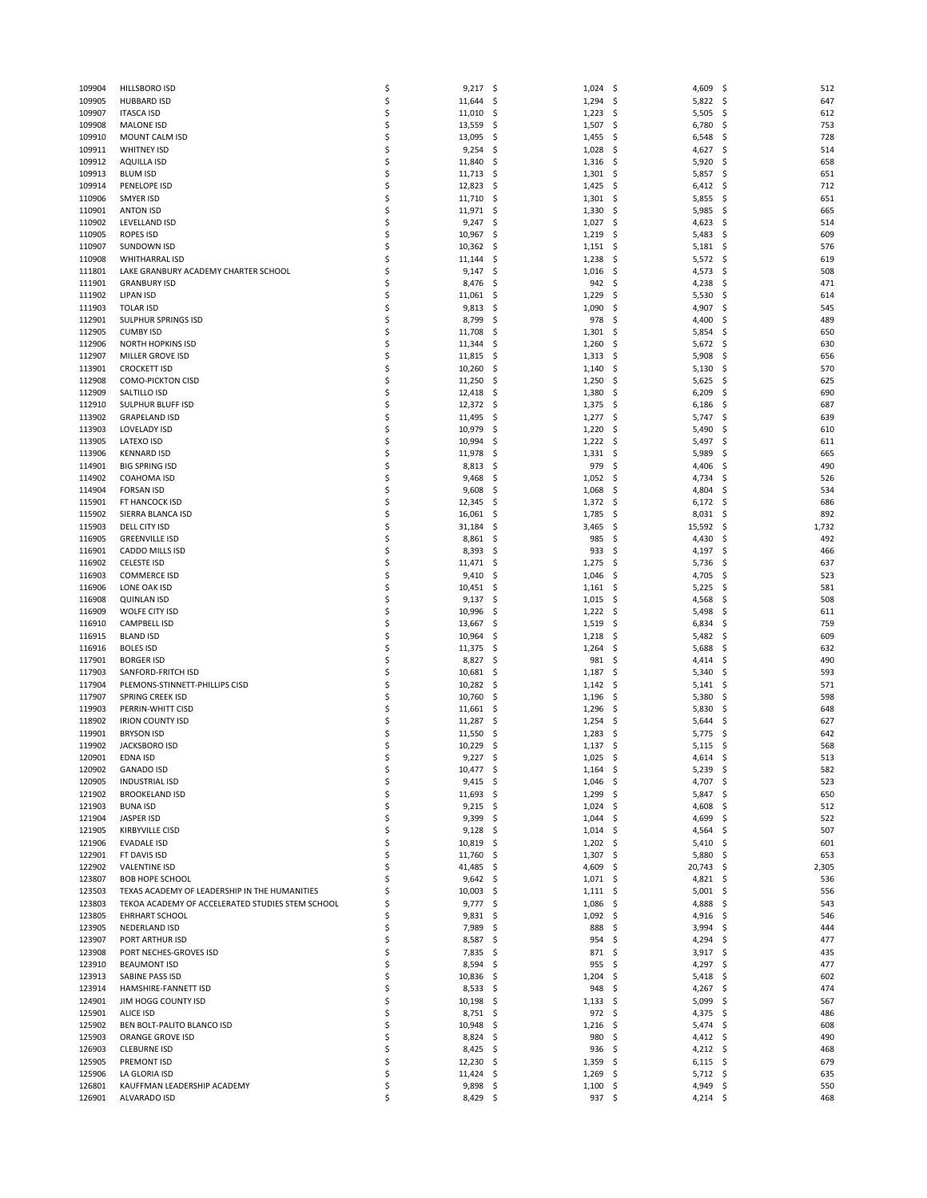| | | | | | |
|---|---|---|---|---|---|
| 109904 | HILLSBORO ISD | $ 9,217 | $ 1,024 | $ 4,609 | $ 512 |
| 109905 | HUBBARD ISD | $ 11,644 | $ 1,294 | $ 5,822 | $ 647 |
| 109907 | ITASCA ISD | $ 11,010 | $ 1,223 | $ 5,505 | $ 612 |
| 109908 | MALONE ISD | $ 13,559 | $ 1,507 | $ 6,780 | $ 753 |
| 109910 | MOUNT CALM ISD | $ 13,095 | $ 1,455 | $ 6,548 | $ 728 |
| 109911 | WHITNEY ISD | $ 9,254 | $ 1,028 | $ 4,627 | $ 514 |
| 109912 | AQUILLA ISD | $ 11,840 | $ 1,316 | $ 5,920 | $ 658 |
| 109913 | BLUM ISD | $ 11,713 | $ 1,301 | $ 5,857 | $ 651 |
| 109914 | PENELOPE ISD | $ 12,823 | $ 1,425 | $ 6,412 | $ 712 |
| 110906 | SMYER ISD | $ 11,710 | $ 1,301 | $ 5,855 | $ 651 |
| 110901 | ANTON ISD | $ 11,971 | $ 1,330 | $ 5,985 | $ 665 |
| 110902 | LEVELLAND ISD | $ 9,247 | $ 1,027 | $ 4,623 | $ 514 |
| 110905 | ROPES ISD | $ 10,967 | $ 1,219 | $ 5,483 | $ 609 |
| 110907 | SUNDOWN ISD | $ 10,362 | $ 1,151 | $ 5,181 | $ 576 |
| 110908 | WHITHARRAL ISD | $ 11,144 | $ 1,238 | $ 5,572 | $ 619 |
| 111801 | LAKE GRANBURY ACADEMY CHARTER SCHOOL | $ 9,147 | $ 1,016 | $ 4,573 | $ 508 |
| 111901 | GRANBURY ISD | $ 8,476 | $ 942 | $ 4,238 | $ 471 |
| 111902 | LIPAN ISD | $ 11,061 | $ 1,229 | $ 5,530 | $ 614 |
| 111903 | TOLAR ISD | $ 9,813 | $ 1,090 | $ 4,907 | $ 545 |
| 112901 | SULPHUR SPRINGS ISD | $ 8,799 | $ 978 | $ 4,400 | $ 489 |
| 112905 | CUMBY ISD | $ 11,708 | $ 1,301 | $ 5,854 | $ 650 |
| 112906 | NORTH HOPKINS ISD | $ 11,344 | $ 1,260 | $ 5,672 | $ 630 |
| 112907 | MILLER GROVE ISD | $ 11,815 | $ 1,313 | $ 5,908 | $ 656 |
| 113901 | CROCKETT ISD | $ 10,260 | $ 1,140 | $ 5,130 | $ 570 |
| 112908 | COMO-PICKTON CISD | $ 11,250 | $ 1,250 | $ 5,625 | $ 625 |
| 112909 | SALTILLO ISD | $ 12,418 | $ 1,380 | $ 6,209 | $ 690 |
| 112910 | SULPHUR BLUFF ISD | $ 12,372 | $ 1,375 | $ 6,186 | $ 687 |
| 113902 | GRAPELAND ISD | $ 11,495 | $ 1,277 | $ 5,747 | $ 639 |
| 113903 | LOVELADY ISD | $ 10,979 | $ 1,220 | $ 5,490 | $ 610 |
| 113905 | LATEXO ISD | $ 10,994 | $ 1,222 | $ 5,497 | $ 611 |
| 113906 | KENNARD ISD | $ 11,978 | $ 1,331 | $ 5,989 | $ 665 |
| 114901 | BIG SPRING ISD | $ 8,813 | $ 979 | $ 4,406 | $ 490 |
| 114902 | COAHOMA ISD | $ 9,468 | $ 1,052 | $ 4,734 | $ 526 |
| 114904 | FORSAN ISD | $ 9,608 | $ 1,068 | $ 4,804 | $ 534 |
| 115901 | FT HANCOCK ISD | $ 12,345 | $ 1,372 | $ 6,172 | $ 686 |
| 115902 | SIERRA BLANCA ISD | $ 16,061 | $ 1,785 | $ 8,031 | $ 892 |
| 115903 | DELL CITY ISD | $ 31,184 | $ 3,465 | $ 15,592 | $ 1,732 |
| 116905 | GREENVILLE ISD | $ 8,861 | $ 985 | $ 4,430 | $ 492 |
| 116901 | CADDO MILLS ISD | $ 8,393 | $ 933 | $ 4,197 | $ 466 |
| 116902 | CELESTE ISD | $ 11,471 | $ 1,275 | $ 5,736 | $ 637 |
| 116903 | COMMERCE ISD | $ 9,410 | $ 1,046 | $ 4,705 | $ 523 |
| 116906 | LONE OAK ISD | $ 10,451 | $ 1,161 | $ 5,225 | $ 581 |
| 116908 | QUINLAN ISD | $ 9,137 | $ 1,015 | $ 4,568 | $ 508 |
| 116909 | WOLFE CITY ISD | $ 10,996 | $ 1,222 | $ 5,498 | $ 611 |
| 116910 | CAMPBELL ISD | $ 13,667 | $ 1,519 | $ 6,834 | $ 759 |
| 116915 | BLAND ISD | $ 10,964 | $ 1,218 | $ 5,482 | $ 609 |
| 116916 | BOLES ISD | $ 11,375 | $ 1,264 | $ 5,688 | $ 632 |
| 117901 | BORGER ISD | $ 8,827 | $ 981 | $ 4,414 | $ 490 |
| 117903 | SANFORD-FRITCH ISD | $ 10,681 | $ 1,187 | $ 5,340 | $ 593 |
| 117904 | PLEMONS-STINNETT-PHILLIPS CISD | $ 10,282 | $ 1,142 | $ 5,141 | $ 571 |
| 117907 | SPRING CREEK ISD | $ 10,760 | $ 1,196 | $ 5,380 | $ 598 |
| 119903 | PERRIN-WHITT CISD | $ 11,661 | $ 1,296 | $ 5,830 | $ 648 |
| 118902 | IRION COUNTY ISD | $ 11,287 | $ 1,254 | $ 5,644 | $ 627 |
| 119901 | BRYSON ISD | $ 11,550 | $ 1,283 | $ 5,775 | $ 642 |
| 119902 | JACKSBORO ISD | $ 10,229 | $ 1,137 | $ 5,115 | $ 568 |
| 120901 | EDNA ISD | $ 9,227 | $ 1,025 | $ 4,614 | $ 513 |
| 120902 | GANADO ISD | $ 10,477 | $ 1,164 | $ 5,239 | $ 582 |
| 120905 | INDUSTRIAL ISD | $ 9,415 | $ 1,046 | $ 4,707 | $ 523 |
| 121902 | BROOKELAND ISD | $ 11,693 | $ 1,299 | $ 5,847 | $ 650 |
| 121903 | BUNA ISD | $ 9,215 | $ 1,024 | $ 4,608 | $ 512 |
| 121904 | JASPER ISD | $ 9,399 | $ 1,044 | $ 4,699 | $ 522 |
| 121905 | KIRBYVILLE CISD | $ 9,128 | $ 1,014 | $ 4,564 | $ 507 |
| 121906 | EVADALE ISD | $ 10,819 | $ 1,202 | $ 5,410 | $ 601 |
| 122901 | FT DAVIS ISD | $ 11,760 | $ 1,307 | $ 5,880 | $ 653 |
| 122902 | VALENTINE ISD | $ 41,485 | $ 4,609 | $ 20,743 | $ 2,305 |
| 123807 | BOB HOPE SCHOOL | $ 9,642 | $ 1,071 | $ 4,821 | $ 536 |
| 123503 | TEXAS ACADEMY OF LEADERSHIP IN THE HUMANITIES | $ 10,003 | $ 1,111 | $ 5,001 | $ 556 |
| 123803 | TEKOA ACADEMY OF ACCELERATED STUDIES STEM SCHOOL | $ 9,777 | $ 1,086 | $ 4,888 | $ 543 |
| 123805 | EHRHART SCHOOL | $ 9,831 | $ 1,092 | $ 4,916 | $ 546 |
| 123905 | NEDERLAND ISD | $ 7,989 | $ 888 | $ 3,994 | $ 444 |
| 123907 | PORT ARTHUR ISD | $ 8,587 | $ 954 | $ 4,294 | $ 477 |
| 123908 | PORT NECHES-GROVES ISD | $ 7,835 | $ 871 | $ 3,917 | $ 435 |
| 123910 | BEAUMONT ISD | $ 8,594 | $ 955 | $ 4,297 | $ 477 |
| 123913 | SABINE PASS ISD | $ 10,836 | $ 1,204 | $ 5,418 | $ 602 |
| 123914 | HAMSHIRE-FANNETT ISD | $ 8,533 | $ 948 | $ 4,267 | $ 474 |
| 124901 | JIM HOGG COUNTY ISD | $ 10,198 | $ 1,133 | $ 5,099 | $ 567 |
| 125901 | ALICE ISD | $ 8,751 | $ 972 | $ 4,375 | $ 486 |
| 125902 | BEN BOLT-PALITO BLANCO ISD | $ 10,948 | $ 1,216 | $ 5,474 | $ 608 |
| 125903 | ORANGE GROVE ISD | $ 8,824 | $ 980 | $ 4,412 | $ 490 |
| 126903 | CLEBURNE ISD | $ 8,425 | $ 936 | $ 4,212 | $ 468 |
| 125905 | PREMONT ISD | $ 12,230 | $ 1,359 | $ 6,115 | $ 679 |
| 125906 | LA GLORIA ISD | $ 11,424 | $ 1,269 | $ 5,712 | $ 635 |
| 126801 | KAUFFMAN LEADERSHIP ACADEMY | $ 9,898 | $ 1,100 | $ 4,949 | $ 550 |
| 126901 | ALVARADO ISD | $ 8,429 | $ 937 | $ 4,214 | $ 468 |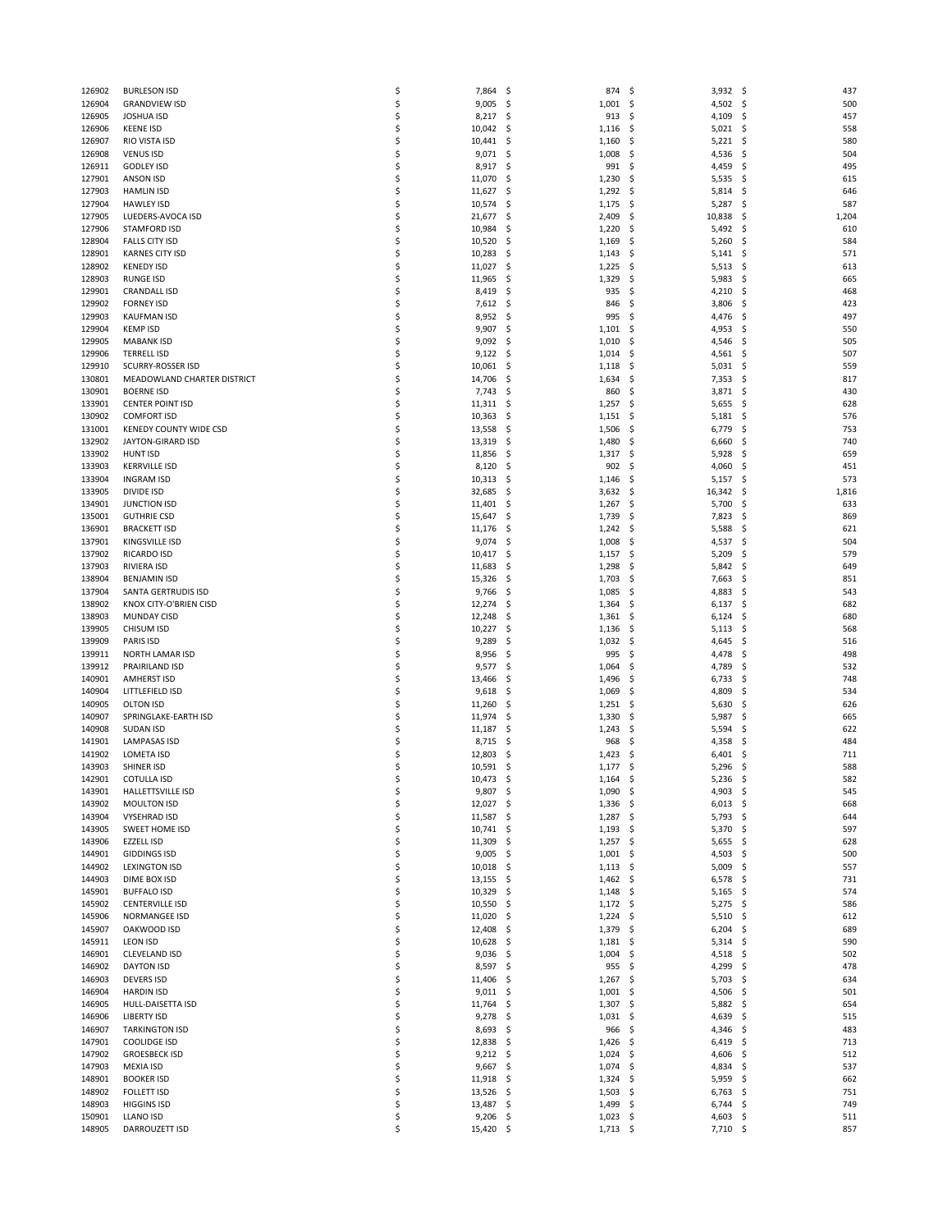| | | | | | |
|---|---|---|---|---|---|
| 126902 | BURLESON ISD | $ 7,864 | $ 874 | $ 3,932 | $ 437 |
| 126904 | GRANDVIEW ISD | $ 9,005 | $ 1,001 | $ 4,502 | $ 500 |
| 126905 | JOSHUA ISD | $ 8,217 | $ 913 | $ 4,109 | $ 457 |
| 126906 | KEENE ISD | $ 10,042 | $ 1,116 | $ 5,021 | $ 558 |
| 126907 | RIO VISTA ISD | $ 10,441 | $ 1,160 | $ 5,221 | $ 580 |
| 126908 | VENUS ISD | $ 9,071 | $ 1,008 | $ 4,536 | $ 504 |
| 126911 | GODLEY ISD | $ 8,917 | $ 991 | $ 4,459 | $ 495 |
| 127901 | ANSON ISD | $ 11,070 | $ 1,230 | $ 5,535 | $ 615 |
| 127903 | HAMLIN ISD | $ 11,627 | $ 1,292 | $ 5,814 | $ 646 |
| 127904 | HAWLEY ISD | $ 10,574 | $ 1,175 | $ 5,287 | $ 587 |
| 127905 | LUEDERS-AVOCA ISD | $ 21,677 | $ 2,409 | $ 10,838 | $ 1,204 |
| 127906 | STAMFORD ISD | $ 10,984 | $ 1,220 | $ 5,492 | $ 610 |
| 128904 | FALLS CITY ISD | $ 10,520 | $ 1,169 | $ 5,260 | $ 584 |
| 128901 | KARNES CITY ISD | $ 10,283 | $ 1,143 | $ 5,141 | $ 571 |
| 128902 | KENEDY ISD | $ 11,027 | $ 1,225 | $ 5,513 | $ 613 |
| 128903 | RUNGE ISD | $ 11,965 | $ 1,329 | $ 5,983 | $ 665 |
| 129901 | CRANDALL ISD | $ 8,419 | $ 935 | $ 4,210 | $ 468 |
| 129902 | FORNEY ISD | $ 7,612 | $ 846 | $ 3,806 | $ 423 |
| 129903 | KAUFMAN ISD | $ 8,952 | $ 995 | $ 4,476 | $ 497 |
| 129904 | KEMP ISD | $ 9,907 | $ 1,101 | $ 4,953 | $ 550 |
| 129905 | MABANK ISD | $ 9,092 | $ 1,010 | $ 4,546 | $ 505 |
| 129906 | TERRELL ISD | $ 9,122 | $ 1,014 | $ 4,561 | $ 507 |
| 129910 | SCURRY-ROSSER ISD | $ 10,061 | $ 1,118 | $ 5,031 | $ 559 |
| 130801 | MEADOWLAND CHARTER DISTRICT | $ 14,706 | $ 1,634 | $ 7,353 | $ 817 |
| 130901 | BOERNE ISD | $ 7,743 | $ 860 | $ 3,871 | $ 430 |
| 133901 | CENTER POINT ISD | $ 11,311 | $ 1,257 | $ 5,655 | $ 628 |
| 130902 | COMFORT ISD | $ 10,363 | $ 1,151 | $ 5,181 | $ 576 |
| 131001 | KENEDY COUNTY WIDE CSD | $ 13,558 | $ 1,506 | $ 6,779 | $ 753 |
| 132902 | JAYTON-GIRARD ISD | $ 13,319 | $ 1,480 | $ 6,660 | $ 740 |
| 133902 | HUNT ISD | $ 11,856 | $ 1,317 | $ 5,928 | $ 659 |
| 133903 | KERRVILLE ISD | $ 8,120 | $ 902 | $ 4,060 | $ 451 |
| 133904 | INGRAM ISD | $ 10,313 | $ 1,146 | $ 5,157 | $ 573 |
| 133905 | DIVIDE ISD | $ 32,685 | $ 3,632 | $ 16,342 | $ 1,816 |
| 134901 | JUNCTION ISD | $ 11,401 | $ 1,267 | $ 5,700 | $ 633 |
| 135001 | GUTHRIE CSD | $ 15,647 | $ 1,739 | $ 7,823 | $ 869 |
| 136901 | BRACKETT ISD | $ 11,176 | $ 1,242 | $ 5,588 | $ 621 |
| 137901 | KINGSVILLE ISD | $ 9,074 | $ 1,008 | $ 4,537 | $ 504 |
| 137902 | RICARDO ISD | $ 10,417 | $ 1,157 | $ 5,209 | $ 579 |
| 137903 | RIVIERA ISD | $ 11,683 | $ 1,298 | $ 5,842 | $ 649 |
| 138904 | BENJAMIN ISD | $ 15,326 | $ 1,703 | $ 7,663 | $ 851 |
| 137904 | SANTA GERTRUDIS ISD | $ 9,766 | $ 1,085 | $ 4,883 | $ 543 |
| 138902 | KNOX CITY-O'BRIEN CISD | $ 12,274 | $ 1,364 | $ 6,137 | $ 682 |
| 138903 | MUNDAY CISD | $ 12,248 | $ 1,361 | $ 6,124 | $ 680 |
| 139905 | CHISUM ISD | $ 10,227 | $ 1,136 | $ 5,113 | $ 568 |
| 139909 | PARIS ISD | $ 9,289 | $ 1,032 | $ 4,645 | $ 516 |
| 139911 | NORTH LAMAR ISD | $ 8,956 | $ 995 | $ 4,478 | $ 498 |
| 139912 | PRAIRILAND ISD | $ 9,577 | $ 1,064 | $ 4,789 | $ 532 |
| 140901 | AMHERST ISD | $ 13,466 | $ 1,496 | $ 6,733 | $ 748 |
| 140904 | LITTLEFIELD ISD | $ 9,618 | $ 1,069 | $ 4,809 | $ 534 |
| 140905 | OLTON ISD | $ 11,260 | $ 1,251 | $ 5,630 | $ 626 |
| 140907 | SPRINGLAKE-EARTH ISD | $ 11,974 | $ 1,330 | $ 5,987 | $ 665 |
| 140908 | SUDAN ISD | $ 11,187 | $ 1,243 | $ 5,594 | $ 622 |
| 141901 | LAMPASAS ISD | $ 8,715 | $ 968 | $ 4,358 | $ 484 |
| 141902 | LOMETA ISD | $ 12,803 | $ 1,423 | $ 6,401 | $ 711 |
| 143903 | SHINER ISD | $ 10,591 | $ 1,177 | $ 5,296 | $ 588 |
| 142901 | COTULLA ISD | $ 10,473 | $ 1,164 | $ 5,236 | $ 582 |
| 143901 | HALLETTSVILLE ISD | $ 9,807 | $ 1,090 | $ 4,903 | $ 545 |
| 143902 | MOULTON ISD | $ 12,027 | $ 1,336 | $ 6,013 | $ 668 |
| 143904 | VYSEHRAD ISD | $ 11,587 | $ 1,287 | $ 5,793 | $ 644 |
| 143905 | SWEET HOME ISD | $ 10,741 | $ 1,193 | $ 5,370 | $ 597 |
| 143906 | EZZELL ISD | $ 11,309 | $ 1,257 | $ 5,655 | $ 628 |
| 144901 | GIDDINGS ISD | $ 9,005 | $ 1,001 | $ 4,503 | $ 500 |
| 144902 | LEXINGTON ISD | $ 10,018 | $ 1,113 | $ 5,009 | $ 557 |
| 144903 | DIME BOX ISD | $ 13,155 | $ 1,462 | $ 6,578 | $ 731 |
| 145901 | BUFFALO ISD | $ 10,329 | $ 1,148 | $ 5,165 | $ 574 |
| 145902 | CENTERVILLE ISD | $ 10,550 | $ 1,172 | $ 5,275 | $ 586 |
| 145906 | NORMANGEE ISD | $ 11,020 | $ 1,224 | $ 5,510 | $ 612 |
| 145907 | OAKWOOD ISD | $ 12,408 | $ 1,379 | $ 6,204 | $ 689 |
| 145911 | LEON ISD | $ 10,628 | $ 1,181 | $ 5,314 | $ 590 |
| 146901 | CLEVELAND ISD | $ 9,036 | $ 1,004 | $ 4,518 | $ 502 |
| 146902 | DAYTON ISD | $ 8,597 | $ 955 | $ 4,299 | $ 478 |
| 146903 | DEVERS ISD | $ 11,406 | $ 1,267 | $ 5,703 | $ 634 |
| 146904 | HARDIN ISD | $ 9,011 | $ 1,001 | $ 4,506 | $ 501 |
| 146905 | HULL-DAISETTA ISD | $ 11,764 | $ 1,307 | $ 5,882 | $ 654 |
| 146906 | LIBERTY ISD | $ 9,278 | $ 1,031 | $ 4,639 | $ 515 |
| 146907 | TARKINGTON ISD | $ 8,693 | $ 966 | $ 4,346 | $ 483 |
| 147901 | COOLIDGE ISD | $ 12,838 | $ 1,426 | $ 6,419 | $ 713 |
| 147902 | GROESBECK ISD | $ 9,212 | $ 1,024 | $ 4,606 | $ 512 |
| 147903 | MEXIA ISD | $ 9,667 | $ 1,074 | $ 4,834 | $ 537 |
| 148901 | BOOKER ISD | $ 11,918 | $ 1,324 | $ 5,959 | $ 662 |
| 148902 | FOLLETT ISD | $ 13,526 | $ 1,503 | $ 6,763 | $ 751 |
| 148903 | HIGGINS ISD | $ 13,487 | $ 1,499 | $ 6,744 | $ 749 |
| 150901 | LLANO ISD | $ 9,206 | $ 1,023 | $ 4,603 | $ 511 |
| 148905 | DARROUZETT ISD | $ 15,420 | $ 1,713 | $ 7,710 | $ 857 |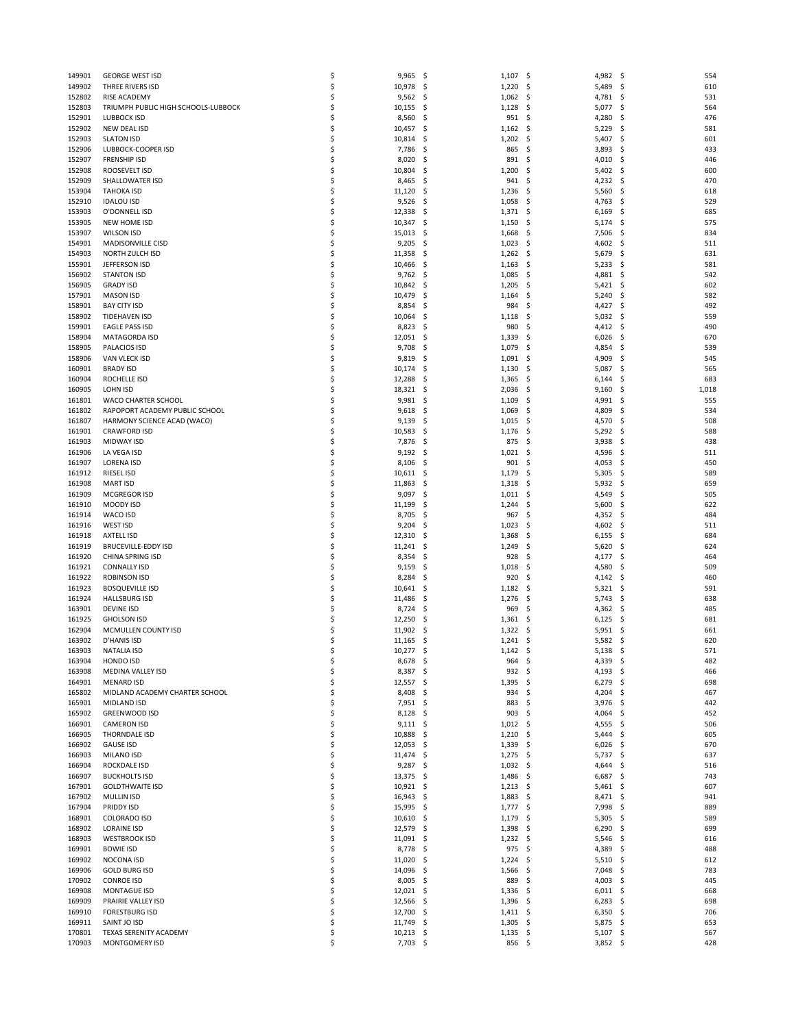| | | | | | |
|---|---|---|---|---|---|
| 149901 | GEORGE WEST ISD | $ 9,965 | $ 1,107 | $ 4,982 | $ 554 |
| 149902 | THREE RIVERS ISD | $ 10,978 | $ 1,220 | $ 5,489 | $ 610 |
| 152802 | RISE ACADEMY | $ 9,562 | $ 1,062 | $ 4,781 | $ 531 |
| 152803 | TRIUMPH PUBLIC HIGH SCHOOLS-LUBBOCK | $ 10,155 | $ 1,128 | $ 5,077 | $ 564 |
| 152901 | LUBBOCK ISD | $ 8,560 | $ 951 | $ 4,280 | $ 476 |
| 152902 | NEW DEAL ISD | $ 10,457 | $ 1,162 | $ 5,229 | $ 581 |
| 152903 | SLATON ISD | $ 10,814 | $ 1,202 | $ 5,407 | $ 601 |
| 152906 | LUBBOCK-COOPER ISD | $ 7,786 | $ 865 | $ 3,893 | $ 433 |
| 152907 | FRENSHIP ISD | $ 8,020 | $ 891 | $ 4,010 | $ 446 |
| 152908 | ROOSEVELT ISD | $ 10,804 | $ 1,200 | $ 5,402 | $ 600 |
| 152909 | SHALLOWATER ISD | $ 8,465 | $ 941 | $ 4,232 | $ 470 |
| 153904 | TAHOKA ISD | $ 11,120 | $ 1,236 | $ 5,560 | $ 618 |
| 152910 | IDALOU ISD | $ 9,526 | $ 1,058 | $ 4,763 | $ 529 |
| 153903 | O'DONNELL ISD | $ 12,338 | $ 1,371 | $ 6,169 | $ 685 |
| 153905 | NEW HOME ISD | $ 10,347 | $ 1,150 | $ 5,174 | $ 575 |
| 153907 | WILSON ISD | $ 15,013 | $ 1,668 | $ 7,506 | $ 834 |
| 154901 | MADISONVILLE CISD | $ 9,205 | $ 1,023 | $ 4,602 | $ 511 |
| 154903 | NORTH ZULCH ISD | $ 11,358 | $ 1,262 | $ 5,679 | $ 631 |
| 155901 | JEFFERSON ISD | $ 10,466 | $ 1,163 | $ 5,233 | $ 581 |
| 156902 | STANTON ISD | $ 9,762 | $ 1,085 | $ 4,881 | $ 542 |
| 156905 | GRADY ISD | $ 10,842 | $ 1,205 | $ 5,421 | $ 602 |
| 157901 | MASON ISD | $ 10,479 | $ 1,164 | $ 5,240 | $ 582 |
| 158901 | BAY CITY ISD | $ 8,854 | $ 984 | $ 4,427 | $ 492 |
| 158902 | TIDEHAVEN ISD | $ 10,064 | $ 1,118 | $ 5,032 | $ 559 |
| 159901 | EAGLE PASS ISD | $ 8,823 | $ 980 | $ 4,412 | $ 490 |
| 158904 | MATAGORDA ISD | $ 12,051 | $ 1,339 | $ 6,026 | $ 670 |
| 158905 | PALACIOS ISD | $ 9,708 | $ 1,079 | $ 4,854 | $ 539 |
| 158906 | VAN VLECK ISD | $ 9,819 | $ 1,091 | $ 4,909 | $ 545 |
| 160901 | BRADY ISD | $ 10,174 | $ 1,130 | $ 5,087 | $ 565 |
| 160904 | ROCHELLE ISD | $ 12,288 | $ 1,365 | $ 6,144 | $ 683 |
| 160905 | LOHN ISD | $ 18,321 | $ 2,036 | $ 9,160 | $ 1,018 |
| 161801 | WACO CHARTER SCHOOL | $ 9,981 | $ 1,109 | $ 4,991 | $ 555 |
| 161802 | RAPOPORT ACADEMY PUBLIC SCHOOL | $ 9,618 | $ 1,069 | $ 4,809 | $ 534 |
| 161807 | HARMONY SCIENCE ACAD (WACO) | $ 9,139 | $ 1,015 | $ 4,570 | $ 508 |
| 161901 | CRAWFORD ISD | $ 10,583 | $ 1,176 | $ 5,292 | $ 588 |
| 161903 | MIDWAY ISD | $ 7,876 | $ 875 | $ 3,938 | $ 438 |
| 161906 | LA VEGA ISD | $ 9,192 | $ 1,021 | $ 4,596 | $ 511 |
| 161907 | LORENA ISD | $ 8,106 | $ 901 | $ 4,053 | $ 450 |
| 161912 | RIESEL ISD | $ 10,611 | $ 1,179 | $ 5,305 | $ 589 |
| 161908 | MART ISD | $ 11,863 | $ 1,318 | $ 5,932 | $ 659 |
| 161909 | MCGREGOR ISD | $ 9,097 | $ 1,011 | $ 4,549 | $ 505 |
| 161910 | MOODY ISD | $ 11,199 | $ 1,244 | $ 5,600 | $ 622 |
| 161914 | WACO ISD | $ 8,705 | $ 967 | $ 4,352 | $ 484 |
| 161916 | WEST ISD | $ 9,204 | $ 1,023 | $ 4,602 | $ 511 |
| 161918 | AXTELL ISD | $ 12,310 | $ 1,368 | $ 6,155 | $ 684 |
| 161919 | BRUCEVILLE-EDDY ISD | $ 11,241 | $ 1,249 | $ 5,620 | $ 624 |
| 161920 | CHINA SPRING ISD | $ 8,354 | $ 928 | $ 4,177 | $ 464 |
| 161921 | CONNALLY ISD | $ 9,159 | $ 1,018 | $ 4,580 | $ 509 |
| 161922 | ROBINSON ISD | $ 8,284 | $ 920 | $ 4,142 | $ 460 |
| 161923 | BOSQUEVILLE ISD | $ 10,641 | $ 1,182 | $ 5,321 | $ 591 |
| 161924 | HALLSBURG ISD | $ 11,486 | $ 1,276 | $ 5,743 | $ 638 |
| 163901 | DEVINE ISD | $ 8,724 | $ 969 | $ 4,362 | $ 485 |
| 161925 | GHOLSON ISD | $ 12,250 | $ 1,361 | $ 6,125 | $ 681 |
| 162904 | MCMULLEN COUNTY ISD | $ 11,902 | $ 1,322 | $ 5,951 | $ 661 |
| 163902 | D'HANIS ISD | $ 11,165 | $ 1,241 | $ 5,582 | $ 620 |
| 163903 | NATALIA ISD | $ 10,277 | $ 1,142 | $ 5,138 | $ 571 |
| 163904 | HONDO ISD | $ 8,678 | $ 964 | $ 4,339 | $ 482 |
| 163908 | MEDINA VALLEY ISD | $ 8,387 | $ 932 | $ 4,193 | $ 466 |
| 164901 | MENARD ISD | $ 12,557 | $ 1,395 | $ 6,279 | $ 698 |
| 165802 | MIDLAND ACADEMY CHARTER SCHOOL | $ 8,408 | $ 934 | $ 4,204 | $ 467 |
| 165901 | MIDLAND ISD | $ 7,951 | $ 883 | $ 3,976 | $ 442 |
| 165902 | GREENWOOD ISD | $ 8,128 | $ 903 | $ 4,064 | $ 452 |
| 166901 | CAMERON ISD | $ 9,111 | $ 1,012 | $ 4,555 | $ 506 |
| 166905 | THORNDALE ISD | $ 10,888 | $ 1,210 | $ 5,444 | $ 605 |
| 166902 | GAUSE ISD | $ 12,053 | $ 1,339 | $ 6,026 | $ 670 |
| 166903 | MILANO ISD | $ 11,474 | $ 1,275 | $ 5,737 | $ 637 |
| 166904 | ROCKDALE ISD | $ 9,287 | $ 1,032 | $ 4,644 | $ 516 |
| 166907 | BUCKHOLTS ISD | $ 13,375 | $ 1,486 | $ 6,687 | $ 743 |
| 167901 | GOLDTHWAITE ISD | $ 10,921 | $ 1,213 | $ 5,461 | $ 607 |
| 167902 | MULLIN ISD | $ 16,943 | $ 1,883 | $ 8,471 | $ 941 |
| 167904 | PRIDDY ISD | $ 15,995 | $ 1,777 | $ 7,998 | $ 889 |
| 168901 | COLORADO ISD | $ 10,610 | $ 1,179 | $ 5,305 | $ 589 |
| 168902 | LORAINE ISD | $ 12,579 | $ 1,398 | $ 6,290 | $ 699 |
| 168903 | WESTBROOK ISD | $ 11,091 | $ 1,232 | $ 5,546 | $ 616 |
| 169901 | BOWIE ISD | $ 8,778 | $ 975 | $ 4,389 | $ 488 |
| 169902 | NOCONA ISD | $ 11,020 | $ 1,224 | $ 5,510 | $ 612 |
| 169906 | GOLD BURG ISD | $ 14,096 | $ 1,566 | $ 7,048 | $ 783 |
| 170902 | CONROE ISD | $ 8,005 | $ 889 | $ 4,003 | $ 445 |
| 169908 | MONTAGUE ISD | $ 12,021 | $ 1,336 | $ 6,011 | $ 668 |
| 169909 | PRAIRIE VALLEY ISD | $ 12,566 | $ 1,396 | $ 6,283 | $ 698 |
| 169910 | FORESTBURG ISD | $ 12,700 | $ 1,411 | $ 6,350 | $ 706 |
| 169911 | SAINT JO ISD | $ 11,749 | $ 1,305 | $ 5,875 | $ 653 |
| 170801 | TEXAS SERENITY ACADEMY | $ 10,213 | $ 1,135 | $ 5,107 | $ 567 |
| 170903 | MONTGOMERY ISD | $ 7,703 | $ 856 | $ 3,852 | $ 428 |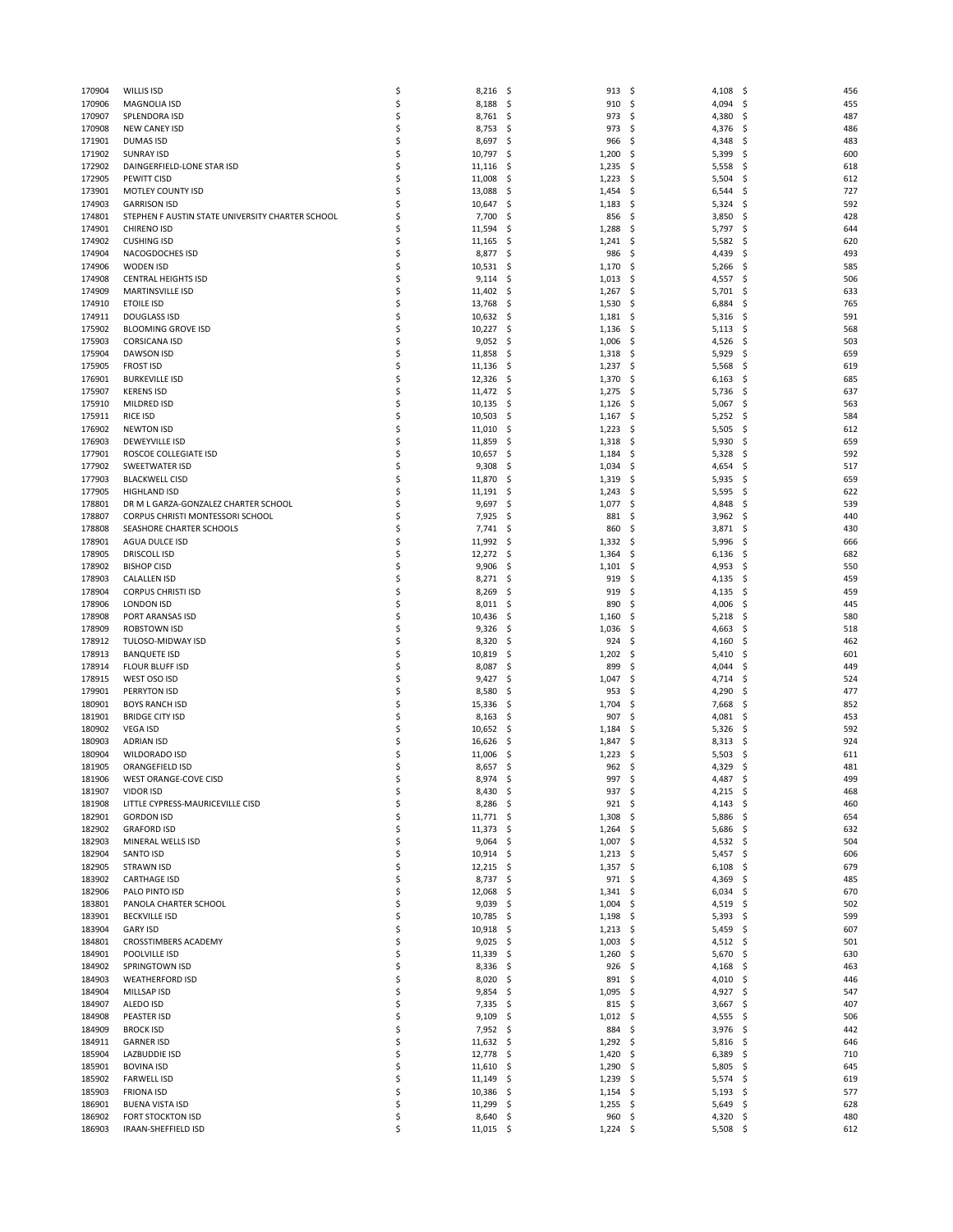| | | | | | |
|---|---|---|---|---|---|
| 170904 | WILLIS ISD | $ 8,216 | $ 913 | $ 4,108 | $ 456 |
| 170906 | MAGNOLIA ISD | $ 8,188 | $ 910 | $ 4,094 | $ 455 |
| 170907 | SPLENDORA ISD | $ 8,761 | $ 973 | $ 4,380 | $ 487 |
| 170908 | NEW CANEY ISD | $ 8,753 | $ 973 | $ 4,376 | $ 486 |
| 171901 | DUMAS ISD | $ 8,697 | $ 966 | $ 4,348 | $ 483 |
| 171902 | SUNRAY ISD | $ 10,797 | $ 1,200 | $ 5,399 | $ 600 |
| 172902 | DAINGERFIELD-LONE STAR ISD | $ 11,116 | $ 1,235 | $ 5,558 | $ 618 |
| 172905 | PEWITT CISD | $ 11,008 | $ 1,223 | $ 5,504 | $ 612 |
| 173901 | MOTLEY COUNTY ISD | $ 13,088 | $ 1,454 | $ 6,544 | $ 727 |
| 174903 | GARRISON ISD | $ 10,647 | $ 1,183 | $ 5,324 | $ 592 |
| 174801 | STEPHEN F AUSTIN STATE UNIVERSITY CHARTER SCHOOL | $ 7,700 | $ 856 | $ 3,850 | $ 428 |
| 174901 | CHIRENO ISD | $ 11,594 | $ 1,288 | $ 5,797 | $ 644 |
| 174902 | CUSHING ISD | $ 11,165 | $ 1,241 | $ 5,582 | $ 620 |
| 174904 | NACOGDOCHES ISD | $ 8,877 | $ 986 | $ 4,439 | $ 493 |
| 174906 | WODEN ISD | $ 10,531 | $ 1,170 | $ 5,266 | $ 585 |
| 174908 | CENTRAL HEIGHTS ISD | $ 9,114 | $ 1,013 | $ 4,557 | $ 506 |
| 174909 | MARTINSVILLE ISD | $ 11,402 | $ 1,267 | $ 5,701 | $ 633 |
| 174910 | ETOILE ISD | $ 13,768 | $ 1,530 | $ 6,884 | $ 765 |
| 174911 | DOUGLASS ISD | $ 10,632 | $ 1,181 | $ 5,316 | $ 591 |
| 175902 | BLOOMING GROVE ISD | $ 10,227 | $ 1,136 | $ 5,113 | $ 568 |
| 175903 | CORSICANA ISD | $ 9,052 | $ 1,006 | $ 4,526 | $ 503 |
| 175904 | DAWSON ISD | $ 11,858 | $ 1,318 | $ 5,929 | $ 659 |
| 175905 | FROST ISD | $ 11,136 | $ 1,237 | $ 5,568 | $ 619 |
| 176901 | BURKEVILLE ISD | $ 12,326 | $ 1,370 | $ 6,163 | $ 685 |
| 175907 | KERENS ISD | $ 11,472 | $ 1,275 | $ 5,736 | $ 637 |
| 175910 | MILDRED ISD | $ 10,135 | $ 1,126 | $ 5,067 | $ 563 |
| 175911 | RICE ISD | $ 10,503 | $ 1,167 | $ 5,252 | $ 584 |
| 176902 | NEWTON ISD | $ 11,010 | $ 1,223 | $ 5,505 | $ 612 |
| 176903 | DEWEYVILLE ISD | $ 11,859 | $ 1,318 | $ 5,930 | $ 659 |
| 177901 | ROSCOE COLLEGIATE ISD | $ 10,657 | $ 1,184 | $ 5,328 | $ 592 |
| 177902 | SWEETWATER ISD | $ 9,308 | $ 1,034 | $ 4,654 | $ 517 |
| 177903 | BLACKWELL CISD | $ 11,870 | $ 1,319 | $ 5,935 | $ 659 |
| 177905 | HIGHLAND ISD | $ 11,191 | $ 1,243 | $ 5,595 | $ 622 |
| 178801 | DR M L GARZA-GONZALEZ CHARTER SCHOOL | $ 9,697 | $ 1,077 | $ 4,848 | $ 539 |
| 178807 | CORPUS CHRISTI MONTESSORI SCHOOL | $ 7,925 | $ 881 | $ 3,962 | $ 440 |
| 178808 | SEASHORE CHARTER SCHOOLS | $ 7,741 | $ 860 | $ 3,871 | $ 430 |
| 178901 | AGUA DULCE ISD | $ 11,992 | $ 1,332 | $ 5,996 | $ 666 |
| 178905 | DRISCOLL ISD | $ 12,272 | $ 1,364 | $ 6,136 | $ 682 |
| 178902 | BISHOP CISD | $ 9,906 | $ 1,101 | $ 4,953 | $ 550 |
| 178903 | CALALLEN ISD | $ 8,271 | $ 919 | $ 4,135 | $ 459 |
| 178904 | CORPUS CHRISTI ISD | $ 8,269 | $ 919 | $ 4,135 | $ 459 |
| 178906 | LONDON ISD | $ 8,011 | $ 890 | $ 4,006 | $ 445 |
| 178908 | PORT ARANSAS ISD | $ 10,436 | $ 1,160 | $ 5,218 | $ 580 |
| 178909 | ROBSTOWN ISD | $ 9,326 | $ 1,036 | $ 4,663 | $ 518 |
| 178912 | TULOSO-MIDWAY ISD | $ 8,320 | $ 924 | $ 4,160 | $ 462 |
| 178913 | BANQUETE ISD | $ 10,819 | $ 1,202 | $ 5,410 | $ 601 |
| 178914 | FLOUR BLUFF ISD | $ 8,087 | $ 899 | $ 4,044 | $ 449 |
| 178915 | WEST OSO ISD | $ 9,427 | $ 1,047 | $ 4,714 | $ 524 |
| 179901 | PERRYTON ISD | $ 8,580 | $ 953 | $ 4,290 | $ 477 |
| 180901 | BOYS RANCH ISD | $ 15,336 | $ 1,704 | $ 7,668 | $ 852 |
| 181901 | BRIDGE CITY ISD | $ 8,163 | $ 907 | $ 4,081 | $ 453 |
| 180902 | VEGA ISD | $ 10,652 | $ 1,184 | $ 5,326 | $ 592 |
| 180903 | ADRIAN ISD | $ 16,626 | $ 1,847 | $ 8,313 | $ 924 |
| 180904 | WILDORADO ISD | $ 11,006 | $ 1,223 | $ 5,503 | $ 611 |
| 181905 | ORANGEFIELD ISD | $ 8,657 | $ 962 | $ 4,329 | $ 481 |
| 181906 | WEST ORANGE-COVE CISD | $ 8,974 | $ 997 | $ 4,487 | $ 499 |
| 181907 | VIDOR ISD | $ 8,430 | $ 937 | $ 4,215 | $ 468 |
| 181908 | LITTLE CYPRESS-MAURICEVILLE CISD | $ 8,286 | $ 921 | $ 4,143 | $ 460 |
| 182901 | GORDON ISD | $ 11,771 | $ 1,308 | $ 5,886 | $ 654 |
| 182902 | GRAFORD ISD | $ 11,373 | $ 1,264 | $ 5,686 | $ 632 |
| 182903 | MINERAL WELLS ISD | $ 9,064 | $ 1,007 | $ 4,532 | $ 504 |
| 182904 | SANTO ISD | $ 10,914 | $ 1,213 | $ 5,457 | $ 606 |
| 182905 | STRAWN ISD | $ 12,215 | $ 1,357 | $ 6,108 | $ 679 |
| 183902 | CARTHAGE ISD | $ 8,737 | $ 971 | $ 4,369 | $ 485 |
| 182906 | PALO PINTO ISD | $ 12,068 | $ 1,341 | $ 6,034 | $ 670 |
| 183801 | PANOLA CHARTER SCHOOL | $ 9,039 | $ 1,004 | $ 4,519 | $ 502 |
| 183901 | BECKVILLE ISD | $ 10,785 | $ 1,198 | $ 5,393 | $ 599 |
| 183904 | GARY ISD | $ 10,918 | $ 1,213 | $ 5,459 | $ 607 |
| 184801 | CROSSTIMBERS ACADEMY | $ 9,025 | $ 1,003 | $ 4,512 | $ 501 |
| 184901 | POOLVILLE ISD | $ 11,339 | $ 1,260 | $ 5,670 | $ 630 |
| 184902 | SPRINGTOWN ISD | $ 8,336 | $ 926 | $ 4,168 | $ 463 |
| 184903 | WEATHERFORD ISD | $ 8,020 | $ 891 | $ 4,010 | $ 446 |
| 184904 | MILLSAP ISD | $ 9,854 | $ 1,095 | $ 4,927 | $ 547 |
| 184907 | ALEDO ISD | $ 7,335 | $ 815 | $ 3,667 | $ 407 |
| 184908 | PEASTER ISD | $ 9,109 | $ 1,012 | $ 4,555 | $ 506 |
| 184909 | BROCK ISD | $ 7,952 | $ 884 | $ 3,976 | $ 442 |
| 184911 | GARNER ISD | $ 11,632 | $ 1,292 | $ 5,816 | $ 646 |
| 185904 | LAZBUDDIE ISD | $ 12,778 | $ 1,420 | $ 6,389 | $ 710 |
| 185901 | BOVINA ISD | $ 11,610 | $ 1,290 | $ 5,805 | $ 645 |
| 185902 | FARWELL ISD | $ 11,149 | $ 1,239 | $ 5,574 | $ 619 |
| 185903 | FRIONA ISD | $ 10,386 | $ 1,154 | $ 5,193 | $ 577 |
| 186901 | BUENA VISTA ISD | $ 11,299 | $ 1,255 | $ 5,649 | $ 628 |
| 186902 | FORT STOCKTON ISD | $ 8,640 | $ 960 | $ 4,320 | $ 480 |
| 186903 | IRAAN-SHEFFIELD ISD | $ 11,015 | $ 1,224 | $ 5,508 | $ 612 |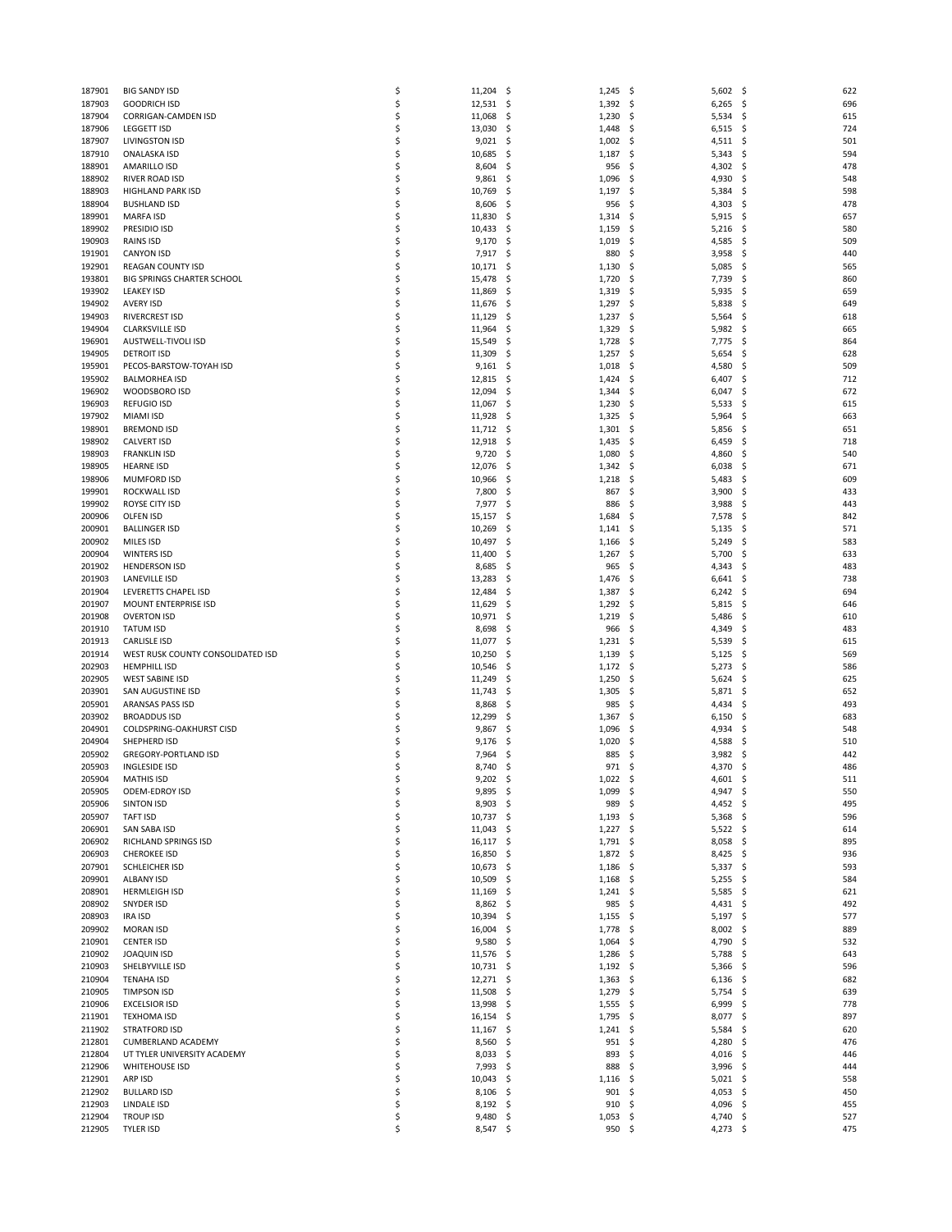| | | | | | |
|---|---|---|---|---|---|
| 187901 | BIG SANDY ISD | $ 11,204 | $ 1,245 | $ 5,602 | $ 622 |
| 187903 | GOODRICH ISD | $ 12,531 | $ 1,392 | $ 6,265 | $ 696 |
| 187904 | CORRIGAN-CAMDEN ISD | $ 11,068 | $ 1,230 | $ 5,534 | $ 615 |
| 187906 | LEGGETT ISD | $ 13,030 | $ 1,448 | $ 6,515 | $ 724 |
| 187907 | LIVINGSTON ISD | $ 9,021 | $ 1,002 | $ 4,511 | $ 501 |
| 187910 | ONALASKA ISD | $ 10,685 | $ 1,187 | $ 5,343 | $ 594 |
| 188901 | AMARILLO ISD | $ 8,604 | $ 956 | $ 4,302 | $ 478 |
| 188902 | RIVER ROAD ISD | $ 9,861 | $ 1,096 | $ 4,930 | $ 548 |
| 188903 | HIGHLAND PARK ISD | $ 10,769 | $ 1,197 | $ 5,384 | $ 598 |
| 188904 | BUSHLAND ISD | $ 8,606 | $ 956 | $ 4,303 | $ 478 |
| 189901 | MARFA ISD | $ 11,830 | $ 1,314 | $ 5,915 | $ 657 |
| 189902 | PRESIDIO ISD | $ 10,433 | $ 1,159 | $ 5,216 | $ 580 |
| 190903 | RAINS ISD | $ 9,170 | $ 1,019 | $ 4,585 | $ 509 |
| 191901 | CANYON ISD | $ 7,917 | $ 880 | $ 3,958 | $ 440 |
| 192901 | REAGAN COUNTY ISD | $ 10,171 | $ 1,130 | $ 5,085 | $ 565 |
| 193801 | BIG SPRINGS CHARTER SCHOOL | $ 15,478 | $ 1,720 | $ 7,739 | $ 860 |
| 193902 | LEAKEY ISD | $ 11,869 | $ 1,319 | $ 5,935 | $ 659 |
| 194902 | AVERY ISD | $ 11,676 | $ 1,297 | $ 5,838 | $ 649 |
| 194903 | RIVERCREST ISD | $ 11,129 | $ 1,237 | $ 5,564 | $ 618 |
| 194904 | CLARKSVILLE ISD | $ 11,964 | $ 1,329 | $ 5,982 | $ 665 |
| 196901 | AUSTWELL-TIVOLI ISD | $ 15,549 | $ 1,728 | $ 7,775 | $ 864 |
| 194905 | DETROIT ISD | $ 11,309 | $ 1,257 | $ 5,654 | $ 628 |
| 195901 | PECOS-BARSTOW-TOYAH ISD | $ 9,161 | $ 1,018 | $ 4,580 | $ 509 |
| 195902 | BALMORHEA ISD | $ 12,815 | $ 1,424 | $ 6,407 | $ 712 |
| 196902 | WOODSBORO ISD | $ 12,094 | $ 1,344 | $ 6,047 | $ 672 |
| 196903 | REFUGIO ISD | $ 11,067 | $ 1,230 | $ 5,533 | $ 615 |
| 197902 | MIAMI ISD | $ 11,928 | $ 1,325 | $ 5,964 | $ 663 |
| 198901 | BREMOND ISD | $ 11,712 | $ 1,301 | $ 5,856 | $ 651 |
| 198902 | CALVERT ISD | $ 12,918 | $ 1,435 | $ 6,459 | $ 718 |
| 198903 | FRANKLIN ISD | $ 9,720 | $ 1,080 | $ 4,860 | $ 540 |
| 198905 | HEARNE ISD | $ 12,076 | $ 1,342 | $ 6,038 | $ 671 |
| 198906 | MUMFORD ISD | $ 10,966 | $ 1,218 | $ 5,483 | $ 609 |
| 199901 | ROCKWALL ISD | $ 7,800 | $ 867 | $ 3,900 | $ 433 |
| 199902 | ROYSE CITY ISD | $ 7,977 | $ 886 | $ 3,988 | $ 443 |
| 200906 | OLFEN ISD | $ 15,157 | $ 1,684 | $ 7,578 | $ 842 |
| 200901 | BALLINGER ISD | $ 10,269 | $ 1,141 | $ 5,135 | $ 571 |
| 200902 | MILES ISD | $ 10,497 | $ 1,166 | $ 5,249 | $ 583 |
| 200904 | WINTERS ISD | $ 11,400 | $ 1,267 | $ 5,700 | $ 633 |
| 201902 | HENDERSON ISD | $ 8,685 | $ 965 | $ 4,343 | $ 483 |
| 201903 | LANEVILLE ISD | $ 13,283 | $ 1,476 | $ 6,641 | $ 738 |
| 201904 | LEVERETTS CHAPEL ISD | $ 12,484 | $ 1,387 | $ 6,242 | $ 694 |
| 201907 | MOUNT ENTERPRISE ISD | $ 11,629 | $ 1,292 | $ 5,815 | $ 646 |
| 201908 | OVERTON ISD | $ 10,971 | $ 1,219 | $ 5,486 | $ 610 |
| 201910 | TATUM ISD | $ 8,698 | $ 966 | $ 4,349 | $ 483 |
| 201913 | CARLISLE ISD | $ 11,077 | $ 1,231 | $ 5,539 | $ 615 |
| 201914 | WEST RUSK COUNTY CONSOLIDATED ISD | $ 10,250 | $ 1,139 | $ 5,125 | $ 569 |
| 202903 | HEMPHILL ISD | $ 10,546 | $ 1,172 | $ 5,273 | $ 586 |
| 202905 | WEST SABINE ISD | $ 11,249 | $ 1,250 | $ 5,624 | $ 625 |
| 203901 | SAN AUGUSTINE ISD | $ 11,743 | $ 1,305 | $ 5,871 | $ 652 |
| 205901 | ARANSAS PASS ISD | $ 8,868 | $ 985 | $ 4,434 | $ 493 |
| 203902 | BROADDUS ISD | $ 12,299 | $ 1,367 | $ 6,150 | $ 683 |
| 204901 | COLDSPRING-OAKHURST CISD | $ 9,867 | $ 1,096 | $ 4,934 | $ 548 |
| 204904 | SHEPHERD ISD | $ 9,176 | $ 1,020 | $ 4,588 | $ 510 |
| 205902 | GREGORY-PORTLAND ISD | $ 7,964 | $ 885 | $ 3,982 | $ 442 |
| 205903 | INGLESIDE ISD | $ 8,740 | $ 971 | $ 4,370 | $ 486 |
| 205904 | MATHIS ISD | $ 9,202 | $ 1,022 | $ 4,601 | $ 511 |
| 205905 | ODEM-EDROY ISD | $ 9,895 | $ 1,099 | $ 4,947 | $ 550 |
| 205906 | SINTON ISD | $ 8,903 | $ 989 | $ 4,452 | $ 495 |
| 205907 | TAFT ISD | $ 10,737 | $ 1,193 | $ 5,368 | $ 596 |
| 206901 | SAN SABA ISD | $ 11,043 | $ 1,227 | $ 5,522 | $ 614 |
| 206902 | RICHLAND SPRINGS ISD | $ 16,117 | $ 1,791 | $ 8,058 | $ 895 |
| 206903 | CHEROKEE ISD | $ 16,850 | $ 1,872 | $ 8,425 | $ 936 |
| 207901 | SCHLEICHER ISD | $ 10,673 | $ 1,186 | $ 5,337 | $ 593 |
| 209901 | ALBANY ISD | $ 10,509 | $ 1,168 | $ 5,255 | $ 584 |
| 208901 | HERMLEIGH ISD | $ 11,169 | $ 1,241 | $ 5,585 | $ 621 |
| 208902 | SNYDER ISD | $ 8,862 | $ 985 | $ 4,431 | $ 492 |
| 208903 | IRA ISD | $ 10,394 | $ 1,155 | $ 5,197 | $ 577 |
| 209902 | MORAN ISD | $ 16,004 | $ 1,778 | $ 8,002 | $ 889 |
| 210901 | CENTER ISD | $ 9,580 | $ 1,064 | $ 4,790 | $ 532 |
| 210902 | JOAQUIN ISD | $ 11,576 | $ 1,286 | $ 5,788 | $ 643 |
| 210903 | SHELBYVILLE ISD | $ 10,731 | $ 1,192 | $ 5,366 | $ 596 |
| 210904 | TENAHA ISD | $ 12,271 | $ 1,363 | $ 6,136 | $ 682 |
| 210905 | TIMPSON ISD | $ 11,508 | $ 1,279 | $ 5,754 | $ 639 |
| 210906 | EXCELSIOR ISD | $ 13,998 | $ 1,555 | $ 6,999 | $ 778 |
| 211901 | TEXHOMA ISD | $ 16,154 | $ 1,795 | $ 8,077 | $ 897 |
| 211902 | STRATFORD ISD | $ 11,167 | $ 1,241 | $ 5,584 | $ 620 |
| 212801 | CUMBERLAND ACADEMY | $ 8,560 | $ 951 | $ 4,280 | $ 476 |
| 212804 | UT TYLER UNIVERSITY ACADEMY | $ 8,033 | $ 893 | $ 4,016 | $ 446 |
| 212906 | WHITEHOUSE ISD | $ 7,993 | $ 888 | $ 3,996 | $ 444 |
| 212901 | ARP ISD | $ 10,043 | $ 1,116 | $ 5,021 | $ 558 |
| 212902 | BULLARD ISD | $ 8,106 | $ 901 | $ 4,053 | $ 450 |
| 212903 | LINDALE ISD | $ 8,192 | $ 910 | $ 4,096 | $ 455 |
| 212904 | TROUP ISD | $ 9,480 | $ 1,053 | $ 4,740 | $ 527 |
| 212905 | TYLER ISD | $ 8,547 | $ 950 | $ 4,273 | $ 475 |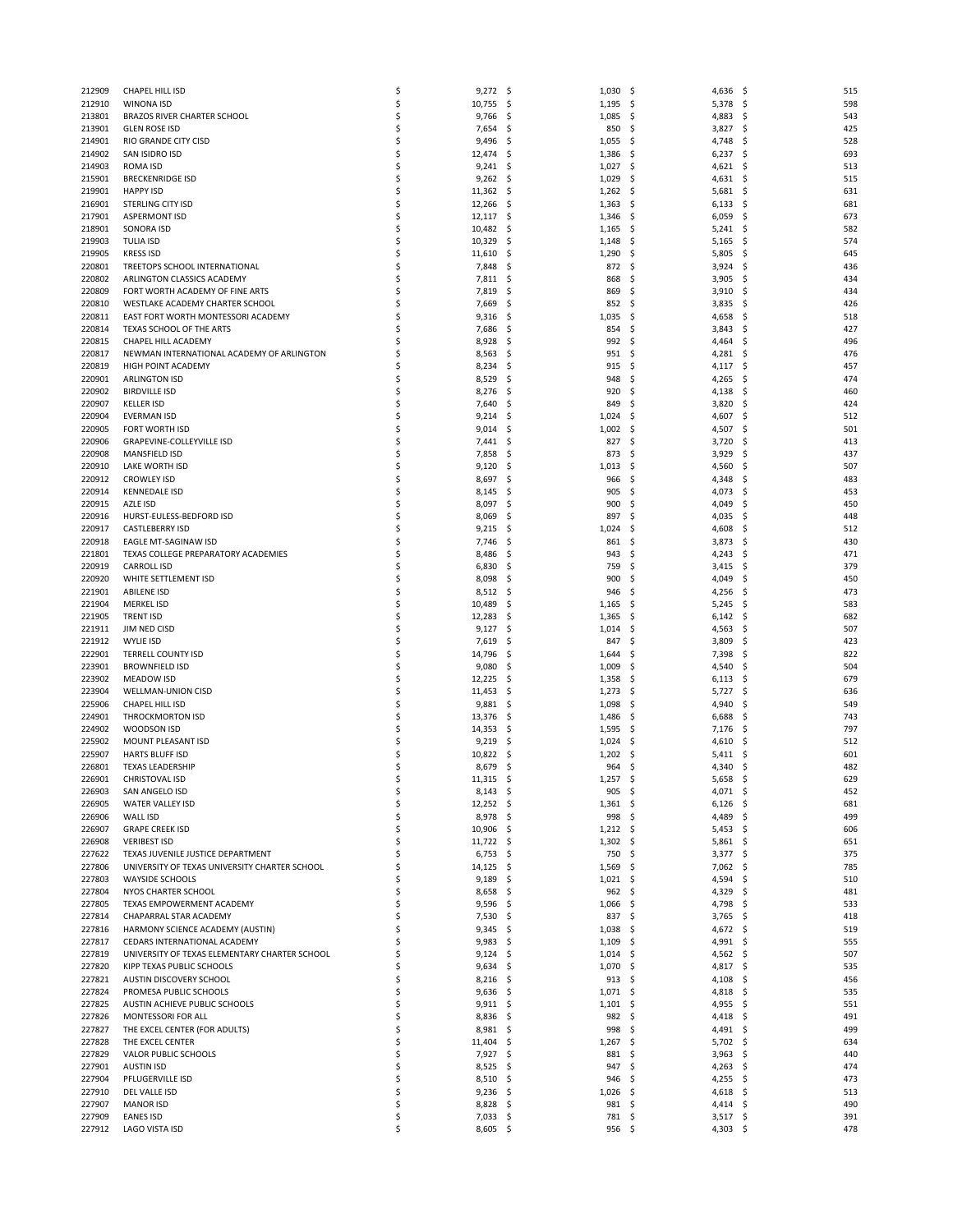| | | | | | |
|---|---|---|---|---|---|
| 212909 | CHAPEL HILL ISD | $ 9,272 | $ 1,030 | $ 4,636 | $ 515 |
| 212910 | WINONA ISD | $ 10,755 | $ 1,195 | $ 5,378 | $ 598 |
| 213801 | BRAZOS RIVER CHARTER SCHOOL | $ 9,766 | $ 1,085 | $ 4,883 | $ 543 |
| 213901 | GLEN ROSE ISD | $ 7,654 | $ 850 | $ 3,827 | $ 425 |
| 214901 | RIO GRANDE CITY CISD | $ 9,496 | $ 1,055 | $ 4,748 | $ 528 |
| 214902 | SAN ISIDRO ISD | $ 12,474 | $ 1,386 | $ 6,237 | $ 693 |
| 214903 | ROMA ISD | $ 9,241 | $ 1,027 | $ 4,621 | $ 513 |
| 215901 | BRECKENRIDGE ISD | $ 9,262 | $ 1,029 | $ 4,631 | $ 515 |
| 219901 | HAPPY ISD | $ 11,362 | $ 1,262 | $ 5,681 | $ 631 |
| 216901 | STERLING CITY ISD | $ 12,266 | $ 1,363 | $ 6,133 | $ 681 |
| 217901 | ASPERMONT ISD | $ 12,117 | $ 1,346 | $ 6,059 | $ 673 |
| 218901 | SONORA ISD | $ 10,482 | $ 1,165 | $ 5,241 | $ 582 |
| 219903 | TULIA ISD | $ 10,329 | $ 1,148 | $ 5,165 | $ 574 |
| 219905 | KRESS ISD | $ 11,610 | $ 1,290 | $ 5,805 | $ 645 |
| 220801 | TREETOPS SCHOOL INTERNATIONAL | $ 7,848 | $ 872 | $ 3,924 | $ 436 |
| 220802 | ARLINGTON CLASSICS ACADEMY | $ 7,811 | $ 868 | $ 3,905 | $ 434 |
| 220809 | FORT WORTH ACADEMY OF FINE ARTS | $ 7,819 | $ 869 | $ 3,910 | $ 434 |
| 220810 | WESTLAKE ACADEMY CHARTER SCHOOL | $ 7,669 | $ 852 | $ 3,835 | $ 426 |
| 220811 | EAST FORT WORTH MONTESSORI ACADEMY | $ 9,316 | $ 1,035 | $ 4,658 | $ 518 |
| 220814 | TEXAS SCHOOL OF THE ARTS | $ 7,686 | $ 854 | $ 3,843 | $ 427 |
| 220815 | CHAPEL HILL ACADEMY | $ 8,928 | $ 992 | $ 4,464 | $ 496 |
| 220817 | NEWMAN INTERNATIONAL ACADEMY OF ARLINGTON | $ 8,563 | $ 951 | $ 4,281 | $ 476 |
| 220819 | HIGH POINT ACADEMY | $ 8,234 | $ 915 | $ 4,117 | $ 457 |
| 220901 | ARLINGTON ISD | $ 8,529 | $ 948 | $ 4,265 | $ 474 |
| 220902 | BIRDVILLE ISD | $ 8,276 | $ 920 | $ 4,138 | $ 460 |
| 220907 | KELLER ISD | $ 7,640 | $ 849 | $ 3,820 | $ 424 |
| 220904 | EVERMAN ISD | $ 9,214 | $ 1,024 | $ 4,607 | $ 512 |
| 220905 | FORT WORTH ISD | $ 9,014 | $ 1,002 | $ 4,507 | $ 501 |
| 220906 | GRAPEVINE-COLLEYVILLE ISD | $ 7,441 | $ 827 | $ 3,720 | $ 413 |
| 220908 | MANSFIELD ISD | $ 7,858 | $ 873 | $ 3,929 | $ 437 |
| 220910 | LAKE WORTH ISD | $ 9,120 | $ 1,013 | $ 4,560 | $ 507 |
| 220912 | CROWLEY ISD | $ 8,697 | $ 966 | $ 4,348 | $ 483 |
| 220914 | KENNEDALE ISD | $ 8,145 | $ 905 | $ 4,073 | $ 453 |
| 220915 | AZLE ISD | $ 8,097 | $ 900 | $ 4,049 | $ 450 |
| 220916 | HURST-EULESS-BEDFORD ISD | $ 8,069 | $ 897 | $ 4,035 | $ 448 |
| 220917 | CASTLEBERRY ISD | $ 9,215 | $ 1,024 | $ 4,608 | $ 512 |
| 220918 | EAGLE MT-SAGINAW ISD | $ 7,746 | $ 861 | $ 3,873 | $ 430 |
| 221801 | TEXAS COLLEGE PREPARATORY ACADEMIES | $ 8,486 | $ 943 | $ 4,243 | $ 471 |
| 220919 | CARROLL ISD | $ 6,830 | $ 759 | $ 3,415 | $ 379 |
| 220920 | WHITE SETTLEMENT ISD | $ 8,098 | $ 900 | $ 4,049 | $ 450 |
| 221901 | ABILENE ISD | $ 8,512 | $ 946 | $ 4,256 | $ 473 |
| 221904 | MERKEL ISD | $ 10,489 | $ 1,165 | $ 5,245 | $ 583 |
| 221905 | TRENT ISD | $ 12,283 | $ 1,365 | $ 6,142 | $ 682 |
| 221911 | JIM NED CISD | $ 9,127 | $ 1,014 | $ 4,563 | $ 507 |
| 221912 | WYLIE ISD | $ 7,619 | $ 847 | $ 3,809 | $ 423 |
| 222901 | TERRELL COUNTY ISD | $ 14,796 | $ 1,644 | $ 7,398 | $ 822 |
| 223901 | BROWNFIELD ISD | $ 9,080 | $ 1,009 | $ 4,540 | $ 504 |
| 223902 | MEADOW ISD | $ 12,225 | $ 1,358 | $ 6,113 | $ 679 |
| 223904 | WELLMAN-UNION CISD | $ 11,453 | $ 1,273 | $ 5,727 | $ 636 |
| 225906 | CHAPEL HILL ISD | $ 9,881 | $ 1,098 | $ 4,940 | $ 549 |
| 224901 | THROCKMORTON ISD | $ 13,376 | $ 1,486 | $ 6,688 | $ 743 |
| 224902 | WOODSON ISD | $ 14,353 | $ 1,595 | $ 7,176 | $ 797 |
| 225902 | MOUNT PLEASANT ISD | $ 9,219 | $ 1,024 | $ 4,610 | $ 512 |
| 225907 | HARTS BLUFF ISD | $ 10,822 | $ 1,202 | $ 5,411 | $ 601 |
| 226801 | TEXAS LEADERSHIP | $ 8,679 | $ 964 | $ 4,340 | $ 482 |
| 226901 | CHRISTOVAL ISD | $ 11,315 | $ 1,257 | $ 5,658 | $ 629 |
| 226903 | SAN ANGELO ISD | $ 8,143 | $ 905 | $ 4,071 | $ 452 |
| 226905 | WATER VALLEY ISD | $ 12,252 | $ 1,361 | $ 6,126 | $ 681 |
| 226906 | WALL ISD | $ 8,978 | $ 998 | $ 4,489 | $ 499 |
| 226907 | GRAPE CREEK ISD | $ 10,906 | $ 1,212 | $ 5,453 | $ 606 |
| 226908 | VERIBEST ISD | $ 11,722 | $ 1,302 | $ 5,861 | $ 651 |
| 227622 | TEXAS JUVENILE JUSTICE DEPARTMENT | $ 6,753 | $ 750 | $ 3,377 | $ 375 |
| 227806 | UNIVERSITY OF TEXAS UNIVERSITY CHARTER SCHOOL | $ 14,125 | $ 1,569 | $ 7,062 | $ 785 |
| 227803 | WAYSIDE SCHOOLS | $ 9,189 | $ 1,021 | $ 4,594 | $ 510 |
| 227804 | NYOS CHARTER SCHOOL | $ 8,658 | $ 962 | $ 4,329 | $ 481 |
| 227805 | TEXAS EMPOWERMENT ACADEMY | $ 9,596 | $ 1,066 | $ 4,798 | $ 533 |
| 227814 | CHAPARRAL STAR ACADEMY | $ 7,530 | $ 837 | $ 3,765 | $ 418 |
| 227816 | HARMONY SCIENCE ACADEMY (AUSTIN) | $ 9,345 | $ 1,038 | $ 4,672 | $ 519 |
| 227817 | CEDARS INTERNATIONAL ACADEMY | $ 9,983 | $ 1,109 | $ 4,991 | $ 555 |
| 227819 | UNIVERSITY OF TEXAS ELEMENTARY CHARTER SCHOOL | $ 9,124 | $ 1,014 | $ 4,562 | $ 507 |
| 227820 | KIPP TEXAS PUBLIC SCHOOLS | $ 9,634 | $ 1,070 | $ 4,817 | $ 535 |
| 227821 | AUSTIN DISCOVERY SCHOOL | $ 8,216 | $ 913 | $ 4,108 | $ 456 |
| 227824 | PROMESA PUBLIC SCHOOLS | $ 9,636 | $ 1,071 | $ 4,818 | $ 535 |
| 227825 | AUSTIN ACHIEVE PUBLIC SCHOOLS | $ 9,911 | $ 1,101 | $ 4,955 | $ 551 |
| 227826 | MONTESSORI FOR ALL | $ 8,836 | $ 982 | $ 4,418 | $ 491 |
| 227827 | THE EXCEL CENTER (FOR ADULTS) | $ 8,981 | $ 998 | $ 4,491 | $ 499 |
| 227828 | THE EXCEL CENTER | $ 11,404 | $ 1,267 | $ 5,702 | $ 634 |
| 227829 | VALOR PUBLIC SCHOOLS | $ 7,927 | $ 881 | $ 3,963 | $ 440 |
| 227901 | AUSTIN ISD | $ 8,525 | $ 947 | $ 4,263 | $ 474 |
| 227904 | PFLUGERVILLE ISD | $ 8,510 | $ 946 | $ 4,255 | $ 473 |
| 227910 | DEL VALLE ISD | $ 9,236 | $ 1,026 | $ 4,618 | $ 513 |
| 227907 | MANOR ISD | $ 8,828 | $ 981 | $ 4,414 | $ 490 |
| 227909 | EANES ISD | $ 7,033 | $ 781 | $ 3,517 | $ 391 |
| 227912 | LAGO VISTA ISD | $ 8,605 | $ 956 | $ 4,303 | $ 478 |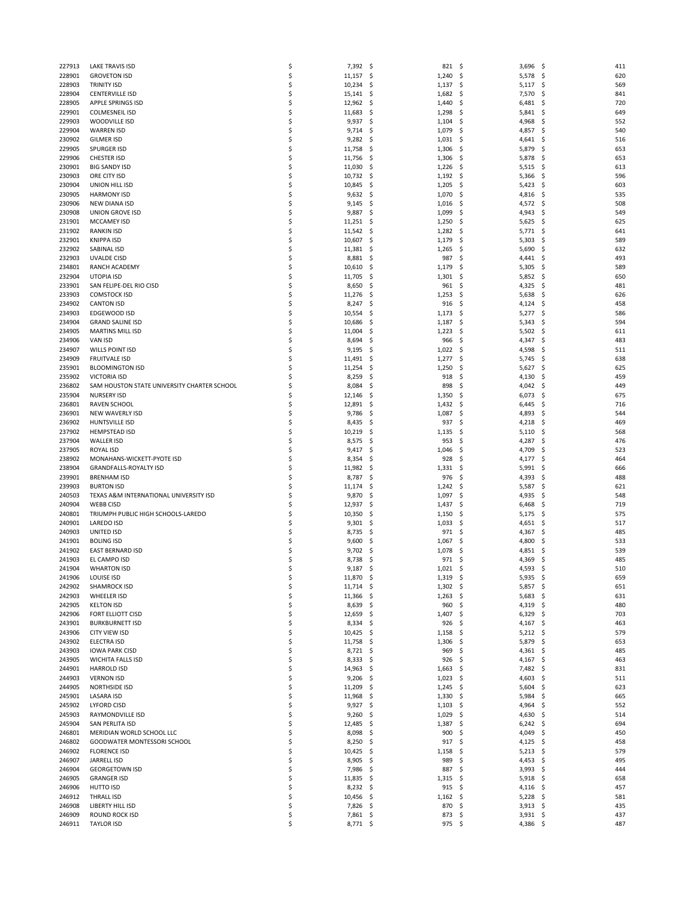| | | | | | |
|---|---|---|---|---|---|
| 227913 | LAKE TRAVIS ISD | $ 7,392 | $ 821 | $ 3,696 | $ 411 |
| 228901 | GROVETON ISD | $ 11,157 | $ 1,240 | $ 5,578 | $ 620 |
| 228903 | TRINITY ISD | $ 10,234 | $ 1,137 | $ 5,117 | $ 569 |
| 228904 | CENTERVILLE ISD | $ 15,141 | $ 1,682 | $ 7,570 | $ 841 |
| 228905 | APPLE SPRINGS ISD | $ 12,962 | $ 1,440 | $ 6,481 | $ 720 |
| 229901 | COLMESNEIL ISD | $ 11,683 | $ 1,298 | $ 5,841 | $ 649 |
| 229903 | WOODVILLE ISD | $ 9,937 | $ 1,104 | $ 4,968 | $ 552 |
| 229904 | WARREN ISD | $ 9,714 | $ 1,079 | $ 4,857 | $ 540 |
| 230902 | GILMER ISD | $ 9,282 | $ 1,031 | $ 4,641 | $ 516 |
| 229905 | SPURGER ISD | $ 11,758 | $ 1,306 | $ 5,879 | $ 653 |
| 229906 | CHESTER ISD | $ 11,756 | $ 1,306 | $ 5,878 | $ 653 |
| 230901 | BIG SANDY ISD | $ 11,030 | $ 1,226 | $ 5,515 | $ 613 |
| 230903 | ORE CITY ISD | $ 10,732 | $ 1,192 | $ 5,366 | $ 596 |
| 230904 | UNION HILL ISD | $ 10,845 | $ 1,205 | $ 5,423 | $ 603 |
| 230905 | HARMONY ISD | $ 9,632 | $ 1,070 | $ 4,816 | $ 535 |
| 230906 | NEW DIANA ISD | $ 9,145 | $ 1,016 | $ 4,572 | $ 508 |
| 230908 | UNION GROVE ISD | $ 9,887 | $ 1,099 | $ 4,943 | $ 549 |
| 231901 | MCCAMEY ISD | $ 11,251 | $ 1,250 | $ 5,625 | $ 625 |
| 231902 | RANKIN ISD | $ 11,542 | $ 1,282 | $ 5,771 | $ 641 |
| 232901 | KNIPPA ISD | $ 10,607 | $ 1,179 | $ 5,303 | $ 589 |
| 232902 | SABINAL ISD | $ 11,381 | $ 1,265 | $ 5,690 | $ 632 |
| 232903 | UVALDE CISD | $ 8,881 | $ 987 | $ 4,441 | $ 493 |
| 234801 | RANCH ACADEMY | $ 10,610 | $ 1,179 | $ 5,305 | $ 589 |
| 232904 | UTOPIA ISD | $ 11,705 | $ 1,301 | $ 5,852 | $ 650 |
| 233901 | SAN FELIPE-DEL RIO CISD | $ 8,650 | $ 961 | $ 4,325 | $ 481 |
| 233903 | COMSTOCK ISD | $ 11,276 | $ 1,253 | $ 5,638 | $ 626 |
| 234902 | CANTON ISD | $ 8,247 | $ 916 | $ 4,124 | $ 458 |
| 234903 | EDGEWOOD ISD | $ 10,554 | $ 1,173 | $ 5,277 | $ 586 |
| 234904 | GRAND SALINE ISD | $ 10,686 | $ 1,187 | $ 5,343 | $ 594 |
| 234905 | MARTINS MILL ISD | $ 11,004 | $ 1,223 | $ 5,502 | $ 611 |
| 234906 | VAN ISD | $ 8,694 | $ 966 | $ 4,347 | $ 483 |
| 234907 | WILLS POINT ISD | $ 9,195 | $ 1,022 | $ 4,598 | $ 511 |
| 234909 | FRUITVALE ISD | $ 11,491 | $ 1,277 | $ 5,745 | $ 638 |
| 235901 | BLOOMINGTON ISD | $ 11,254 | $ 1,250 | $ 5,627 | $ 625 |
| 235902 | VICTORIA ISD | $ 8,259 | $ 918 | $ 4,130 | $ 459 |
| 236802 | SAM HOUSTON STATE UNIVERSITY CHARTER SCHOOL | $ 8,084 | $ 898 | $ 4,042 | $ 449 |
| 235904 | NURSERY ISD | $ 12,146 | $ 1,350 | $ 6,073 | $ 675 |
| 236801 | RAVEN SCHOOL | $ 12,891 | $ 1,432 | $ 6,445 | $ 716 |
| 236901 | NEW WAVERLY ISD | $ 9,786 | $ 1,087 | $ 4,893 | $ 544 |
| 236902 | HUNTSVILLE ISD | $ 8,435 | $ 937 | $ 4,218 | $ 469 |
| 237902 | HEMPSTEAD ISD | $ 10,219 | $ 1,135 | $ 5,110 | $ 568 |
| 237904 | WALLER ISD | $ 8,575 | $ 953 | $ 4,287 | $ 476 |
| 237905 | ROYAL ISD | $ 9,417 | $ 1,046 | $ 4,709 | $ 523 |
| 238902 | MONAHANS-WICKETT-PYOTE ISD | $ 8,354 | $ 928 | $ 4,177 | $ 464 |
| 238904 | GRANDFALLS-ROYALTY ISD | $ 11,982 | $ 1,331 | $ 5,991 | $ 666 |
| 239901 | BRENHAM ISD | $ 8,787 | $ 976 | $ 4,393 | $ 488 |
| 239903 | BURTON ISD | $ 11,174 | $ 1,242 | $ 5,587 | $ 621 |
| 240503 | TEXAS A&M INTERNATIONAL UNIVERSITY ISD | $ 9,870 | $ 1,097 | $ 4,935 | $ 548 |
| 240904 | WEBB CISD | $ 12,937 | $ 1,437 | $ 6,468 | $ 719 |
| 240801 | TRIUMPH PUBLIC HIGH SCHOOLS-LAREDO | $ 10,350 | $ 1,150 | $ 5,175 | $ 575 |
| 240901 | LAREDO ISD | $ 9,301 | $ 1,033 | $ 4,651 | $ 517 |
| 240903 | UNITED ISD | $ 8,735 | $ 971 | $ 4,367 | $ 485 |
| 241901 | BOLING ISD | $ 9,600 | $ 1,067 | $ 4,800 | $ 533 |
| 241902 | EAST BERNARD ISD | $ 9,702 | $ 1,078 | $ 4,851 | $ 539 |
| 241903 | EL CAMPO ISD | $ 8,738 | $ 971 | $ 4,369 | $ 485 |
| 241904 | WHARTON ISD | $ 9,187 | $ 1,021 | $ 4,593 | $ 510 |
| 241906 | LOUISE ISD | $ 11,870 | $ 1,319 | $ 5,935 | $ 659 |
| 242902 | SHAMROCK ISD | $ 11,714 | $ 1,302 | $ 5,857 | $ 651 |
| 242903 | WHEELER ISD | $ 11,366 | $ 1,263 | $ 5,683 | $ 631 |
| 242905 | KELTON ISD | $ 8,639 | $ 960 | $ 4,319 | $ 480 |
| 242906 | FORT ELLIOTT CISD | $ 12,659 | $ 1,407 | $ 6,329 | $ 703 |
| 243901 | BURKBURNETT ISD | $ 8,334 | $ 926 | $ 4,167 | $ 463 |
| 243906 | CITY VIEW ISD | $ 10,425 | $ 1,158 | $ 5,212 | $ 579 |
| 243902 | ELECTRA ISD | $ 11,758 | $ 1,306 | $ 5,879 | $ 653 |
| 243903 | IOWA PARK CISD | $ 8,721 | $ 969 | $ 4,361 | $ 485 |
| 243905 | WICHITA FALLS ISD | $ 8,333 | $ 926 | $ 4,167 | $ 463 |
| 244901 | HARROLD ISD | $ 14,963 | $ 1,663 | $ 7,482 | $ 831 |
| 244903 | VERNON ISD | $ 9,206 | $ 1,023 | $ 4,603 | $ 511 |
| 244905 | NORTHSIDE ISD | $ 11,209 | $ 1,245 | $ 5,604 | $ 623 |
| 245901 | LASARA ISD | $ 11,968 | $ 1,330 | $ 5,984 | $ 665 |
| 245902 | LYFORD CISD | $ 9,927 | $ 1,103 | $ 4,964 | $ 552 |
| 245903 | RAYMONDVILLE ISD | $ 9,260 | $ 1,029 | $ 4,630 | $ 514 |
| 245904 | SAN PERLITA ISD | $ 12,485 | $ 1,387 | $ 6,242 | $ 694 |
| 246801 | MERIDIAN WORLD SCHOOL LLC | $ 8,098 | $ 900 | $ 4,049 | $ 450 |
| 246802 | GOODWATER MONTESSORI SCHOOL | $ 8,250 | $ 917 | $ 4,125 | $ 458 |
| 246902 | FLORENCE ISD | $ 10,425 | $ 1,158 | $ 5,213 | $ 579 |
| 246907 | JARRELL ISD | $ 8,905 | $ 989 | $ 4,453 | $ 495 |
| 246904 | GEORGETOWN ISD | $ 7,986 | $ 887 | $ 3,993 | $ 444 |
| 246905 | GRANGER ISD | $ 11,835 | $ 1,315 | $ 5,918 | $ 658 |
| 246906 | HUTTO ISD | $ 8,232 | $ 915 | $ 4,116 | $ 457 |
| 246912 | THRALL ISD | $ 10,456 | $ 1,162 | $ 5,228 | $ 581 |
| 246908 | LIBERTY HILL ISD | $ 7,826 | $ 870 | $ 3,913 | $ 435 |
| 246909 | ROUND ROCK ISD | $ 7,861 | $ 873 | $ 3,931 | $ 437 |
| 246911 | TAYLOR ISD | $ 8,771 | $ 975 | $ 4,386 | $ 487 |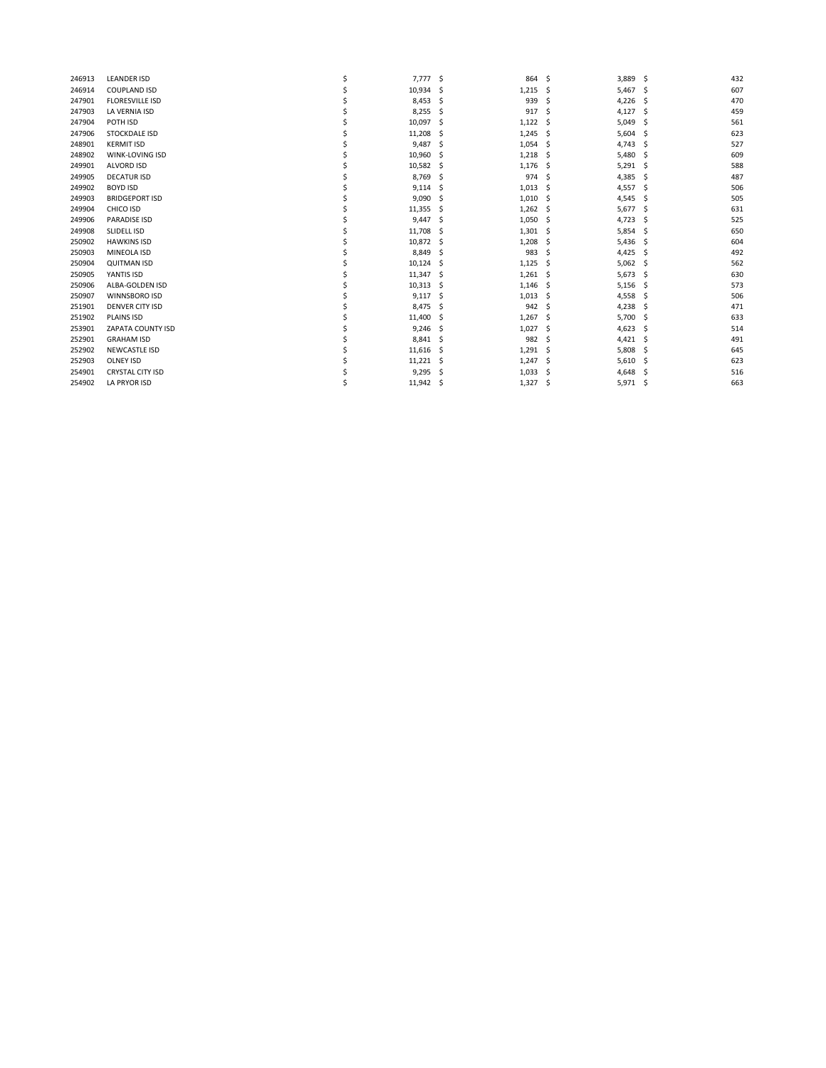| | | | | | |
|---|---|---|---|---|---|
| 246913 | LEANDER ISD | $ 7,777 | $ 864 | $ 3,889 | $ 432 |
| 246914 | COUPLAND ISD | $ 10,934 | $ 1,215 | $ 5,467 | $ 607 |
| 247901 | FLORESVILLE ISD | $ 8,453 | $ 939 | $ 4,226 | $ 470 |
| 247903 | LA VERNIA ISD | $ 8,255 | $ 917 | $ 4,127 | $ 459 |
| 247904 | POTH ISD | $ 10,097 | $ 1,122 | $ 5,049 | $ 561 |
| 247906 | STOCKDALE ISD | $ 11,208 | $ 1,245 | $ 5,604 | $ 623 |
| 248901 | KERMIT ISD | $ 9,487 | $ 1,054 | $ 4,743 | $ 527 |
| 248902 | WINK-LOVING ISD | $ 10,960 | $ 1,218 | $ 5,480 | $ 609 |
| 249901 | ALVORD ISD | $ 10,582 | $ 1,176 | $ 5,291 | $ 588 |
| 249905 | DECATUR ISD | $ 8,769 | $ 974 | $ 4,385 | $ 487 |
| 249902 | BOYD ISD | $ 9,114 | $ 1,013 | $ 4,557 | $ 506 |
| 249903 | BRIDGEPORT ISD | $ 9,090 | $ 1,010 | $ 4,545 | $ 505 |
| 249904 | CHICO ISD | $ 11,355 | $ 1,262 | $ 5,677 | $ 631 |
| 249906 | PARADISE ISD | $ 9,447 | $ 1,050 | $ 4,723 | $ 525 |
| 249908 | SLIDELL ISD | $ 11,708 | $ 1,301 | $ 5,854 | $ 650 |
| 250902 | HAWKINS ISD | $ 10,872 | $ 1,208 | $ 5,436 | $ 604 |
| 250903 | MINEOLA ISD | $ 8,849 | $ 983 | $ 4,425 | $ 492 |
| 250904 | QUITMAN ISD | $ 10,124 | $ 1,125 | $ 5,062 | $ 562 |
| 250905 | YANTIS ISD | $ 11,347 | $ 1,261 | $ 5,673 | $ 630 |
| 250906 | ALBA-GOLDEN ISD | $ 10,313 | $ 1,146 | $ 5,156 | $ 573 |
| 250907 | WINNSBORO ISD | $ 9,117 | $ 1,013 | $ 4,558 | $ 506 |
| 251901 | DENVER CITY ISD | $ 8,475 | $ 942 | $ 4,238 | $ 471 |
| 251902 | PLAINS ISD | $ 11,400 | $ 1,267 | $ 5,700 | $ 633 |
| 253901 | ZAPATA COUNTY ISD | $ 9,246 | $ 1,027 | $ 4,623 | $ 514 |
| 252901 | GRAHAM ISD | $ 8,841 | $ 982 | $ 4,421 | $ 491 |
| 252902 | NEWCASTLE ISD | $ 11,616 | $ 1,291 | $ 5,808 | $ 645 |
| 252903 | OLNEY ISD | $ 11,221 | $ 1,247 | $ 5,610 | $ 623 |
| 254901 | CRYSTAL CITY ISD | $ 9,295 | $ 1,033 | $ 4,648 | $ 516 |
| 254902 | LA PRYOR ISD | $ 11,942 | $ 1,327 | $ 5,971 | $ 663 |